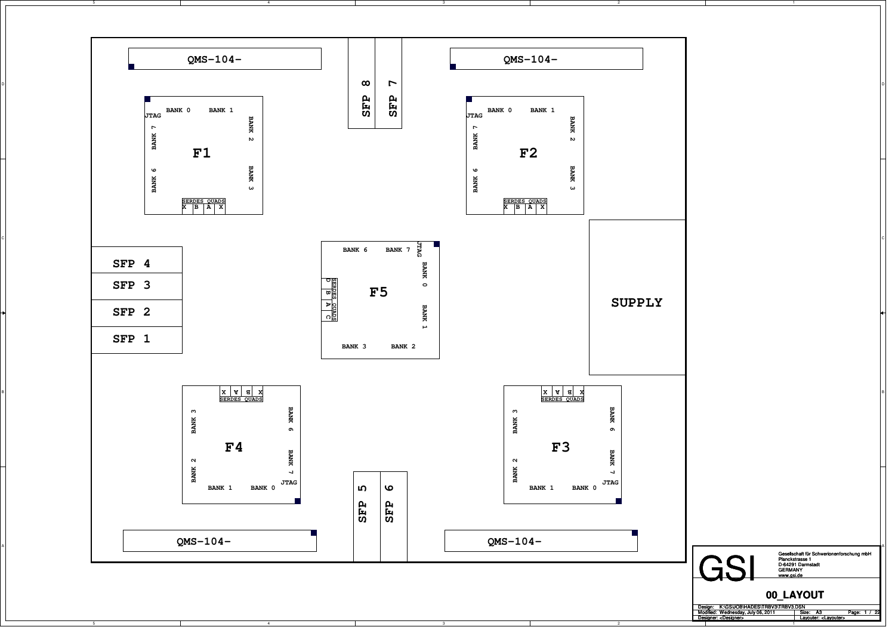QMS-104-

QMS-104-

SFP 8

SFP 7

## F1

JTAG

BANK 0 BANK 1

BANK 7 BANK 2

BANK 6 BANK 3

SERDES QUADS

| X | B | A | X |
|---|---|---|---|

## F2

JTAG

BANK 0 BANK 1

BANK 7 BANK 2

BANK 6 BANK 3

SERDES QUADS

| X | B | A | X |
|---|---|---|---|

SFP 4

SFP 3

SFP 2

SFP 1

## F5

BANK 6 BANK 7

JTAG

BANK 0

BANK 1

BANK 3 BANK 2

SERDES QUADS

| D | B | A | C |
|---|---|---|---|

## SUPPLY

## F4

SERDES QUADS

| X | A | B | X |
|---|---|---|---|

BANK 3 BANK 6

BANK 2 BANK 7

JTAG

BANK 1 BANK 0

## F3

SERDES QUADS

| X | A | B | X |
|---|---|---|---|

BANK 3 BANK 6

BANK 2 BANK 7

JTAG

BANK 1 BANK 0

SFP 5

SFP 6

QMS-104-

QMS-104-

GSI

Gesellschaft für Schwerionenforschung mbH
Planckstrasse 1
D-64291 Darmstadt
GERMANY
www.gsi.de

# 00_LAYOUT

Design: K:\GSI\JOB\HADES\TRBV3\TRBV3.DSN
Modified: Wednesday, July 06, 2011 | Size: A3 | Page: 1 / 22
Designer: <Designer> | Layouter: <Layouter>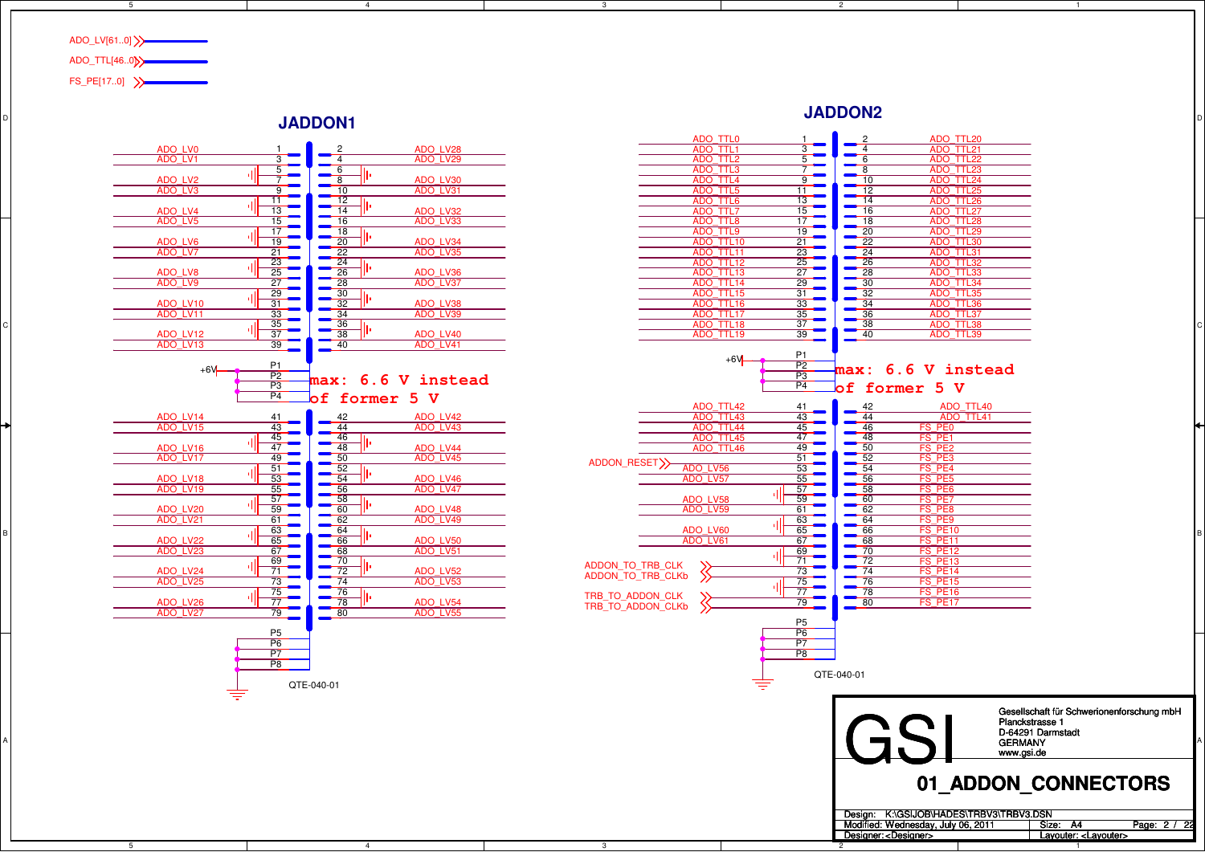ADO_LV[61..0]

ADO_TTL[46..0]

FS_PE[17..0]

## JADDON1

| Signal | Pin | Pin | Signal |
|---|---|---|---|
| ADO_LV0 | 1 | 2 | ADO_LV28 |
| ADO_LV1 | 3 | 4 | ADO_LV29 |
| GND | 5 | 6 | GND |
| ADO_LV2 | 7 | 8 | ADO_LV30 |
| ADO_LV3 | 9 | 10 | ADO_LV31 |
| GND | 11 | 12 | GND |
| ADO_LV4 | 13 | 14 | ADO_LV32 |
| ADO_LV5 | 15 | 16 | ADO_LV33 |
| GND | 17 | 18 | GND |
| ADO_LV6 | 19 | 20 | ADO_LV34 |
| ADO_LV7 | 21 | 22 | ADO_LV35 |
| GND | 23 | 24 | GND |
| ADO_LV8 | 25 | 26 | ADO_LV36 |
| ADO_LV9 | 27 | 28 | ADO_LV37 |
| GND | 29 | 30 | GND |
| ADO_LV10 | 31 | 32 | ADO_LV38 |
| ADO_LV11 | 33 | 34 | ADO_LV39 |
| GND | 35 | 36 | GND |
| ADO_LV12 | 37 | 38 | ADO_LV40 |
| ADO_LV13 | 39 | 40 | ADO_LV41 |
| +6V | P1, P2, P3, P4 | | |
| ADO_LV14 | 41 | 42 | ADO_LV42 |
| ADO_LV15 | 43 | 44 | ADO_LV43 |
| GND | 45 | 46 | GND |
| ADO_LV16 | 47 | 48 | ADO_LV44 |
| ADO_LV17 | 49 | 50 | ADO_LV45 |
| GND | 51 | 52 | GND |
| ADO_LV18 | 53 | 54 | ADO_LV46 |
| ADO_LV19 | 55 | 56 | ADO_LV47 |
| GND | 57 | 58 | GND |
| ADO_LV20 | 59 | 60 | ADO_LV48 |
| ADO_LV21 | 61 | 62 | ADO_LV49 |
| GND | 63 | 64 | GND |
| ADO_LV22 | 65 | 66 | ADO_LV50 |
| ADO_LV23 | 67 | 68 | ADO_LV51 |
| GND | 69 | 70 | GND |
| ADO_LV24 | 71 | 72 | ADO_LV52 |
| ADO_LV25 | 73 | 74 | ADO_LV53 |
| GND | 75 | 76 | GND |
| ADO_LV26 | 77 | 78 | ADO_LV54 |
| ADO_LV27 | 79 | 80 | ADO_LV55 |
| GND | P5, P6, P7, P8 | | |

max: 6.6 V instead of former 5 V

QTE-040-01

## JADDON2

| Signal | Pin | Pin | Signal |
|---|---|---|---|
| ADO_TTL0 | 1 | 2 | ADO_TTL20 |
| ADO_TTL1 | 3 | 4 | ADO_TTL21 |
| ADO_TTL2 | 5 | 6 | ADO_TTL22 |
| ADO_TTL3 | 7 | 8 | ADO_TTL23 |
| ADO_TTL4 | 9 | 10 | ADO_TTL24 |
| ADO_TTL5 | 11 | 12 | ADO_TTL25 |
| ADO_TTL6 | 13 | 14 | ADO_TTL26 |
| ADO_TTL7 | 15 | 16 | ADO_TTL27 |
| ADO_TTL8 | 17 | 18 | ADO_TTL28 |
| ADO_TTL9 | 19 | 20 | ADO_TTL29 |
| ADO_TTL10 | 21 | 22 | ADO_TTL30 |
| ADO_TTL11 | 23 | 24 | ADO_TTL31 |
| ADO_TTL12 | 25 | 26 | ADO_TTL32 |
| ADO_TTL13 | 27 | 28 | ADO_TTL33 |
| ADO_TTL14 | 29 | 30 | ADO_TTL34 |
| ADO_TTL15 | 31 | 32 | ADO_TTL35 |
| ADO_TTL16 | 33 | 34 | ADO_TTL36 |
| ADO_TTL17 | 35 | 36 | ADO_TTL37 |
| ADO_TTL18 | 37 | 38 | ADO_TTL38 |
| ADO_TTL19 | 39 | 40 | ADO_TTL39 |
| +6V | P1, P2, P3, P4 | | |
| ADO_TTL42 | 41 | 42 | ADO_TTL40 |
| ADO_TTL43 | 43 | 44 | ADO_TTL41 |
| ADO_TTL44 | 45 | 46 | FS_PE0 |
| ADO_TTL45 | 47 | 48 | FS_PE1 |
| ADO_TTL46 | 49 | 50 | FS_PE2 |
| ADDON_RESET | 51 | 52 | FS_PE3 |
| ADO_LV56 | 53 | 54 | FS_PE4 |
| ADO_LV57 | 55 | 56 | FS_PE5 |
| GND | 57 | 58 | FS_PE6 |
| ADO_LV58 | 59 | 60 | FS_PE7 |
| ADO_LV59 | 61 | 62 | FS_PE8 |
| GND | 63 | 64 | FS_PE9 |
| ADO_LV60 | 65 | 66 | FS_PE10 |
| ADO_LV61 | 67 | 68 | FS_PE11 |
| GND | 69 | 70 | FS_PE12 |
| ADDON_TO_TRB_CLK | 71 | 72 | FS_PE13 |
| ADDON_TO_TRB_CLKb | 73 | 74 | FS_PE14 |
| GND | 75 | 76 | FS_PE15 |
| TRB_TO_ADDON_CLK | 77 | 78 | FS_PE16 |
| TRB_TO_ADDON_CLKb | 79 | 80 | FS_PE17 |
| GND | P5, P6, P7, P8 | | |

max: 6.6 V instead of former 5 V

QTE-040-01

GSI

Gesellschaft für Schwerionenforschung mbH
Planckstrasse 1
D-64291 Darmstadt
GERMANY
www.gsi.de

# 01_ADDON_CONNECTORS

Design: K:\GSIJOB\HADES\TRBV3\TRBV3.DSN
Modified: Wednesday, July 06, 2011
Size: A4
Designer: <Designer>
Layouter: <Layouter>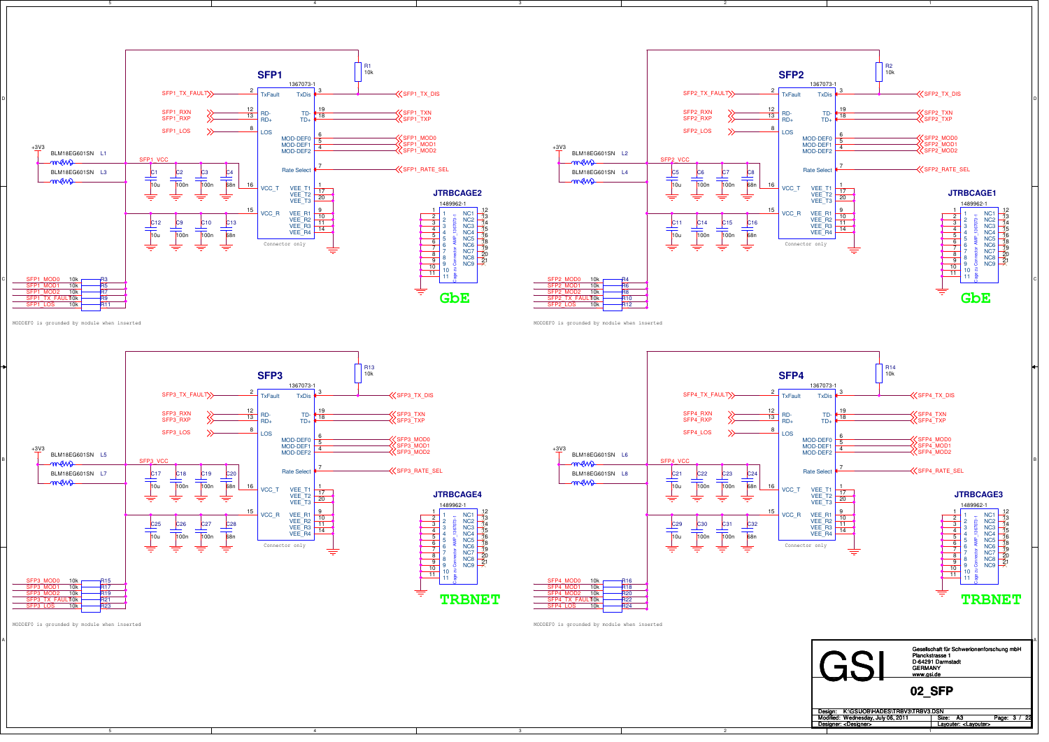## SFP1

1367073-1

| Pin | Name | Signal |
|---|---|---|
| 2 | TxFault | SFP1_TX_FAULT |
| 3 | TxDis | SFP1_TX_DIS |
| 12 | RD- | SFP1_RXN |
| 13 | RD+ | SFP1_RXP |
| 19 | TD- | SFP1_TXN |
| 18 | TD+ | SFP1_TXP |
| 8 | LOS | SFP1_LOS |
| 6 | MOD-DEF0 | SFP1_MOD0 |
| 5 | MOD-DEF1 | SFP1_MOD1 |
| 4 | MOD-DEF2 | SFP1_MOD2 |
| 7 | Rate Select | SFP1_RATE_SEL |
| 16 | VCC_T | |
| 15 | VCC_R | |
| 1, 17, 20 | VEE_T1, VEE_T2, VEE_T3 | |
| 9, 10, 11, 14 | VEE_R1, VEE_R2, VEE_R3, VEE_R4 | |

Connector only

R1 10k

+3V3 — BLM18EG601SN L1, BLM18EG601SN L3 — SFP1_VCC

C1 10u, C2 100n, C3 100n, C4 68n; C12 10u, C9 100n, C10 100n, C13 68n

SFP1_MOD0 10k R3; SFP1_MOD1 10k R5; SFP1_MOD2 10k R7; SFP1_TX_FAULT 10k R9; SFP1_LOS 10k R11

MODDEF0 is grounded by module when inserted

### JTRBCAGE2

1489962-1

Cage zu Connector AMP_1367073-1

1–11, NC1–NC9 (12–21)

**GbE**

## SFP2

1367073-1

| Pin | Name | Signal |
|---|---|---|
| 2 | TxFault | SFP2_TX_FAULT |
| 3 | TxDis | SFP2_TX_DIS |
| 12 | RD- | SFP2_RXN |
| 13 | RD+ | SFP2_RXP |
| 19 | TD- | SFP2_TXN |
| 18 | TD+ | SFP2_TXP |
| 8 | LOS | SFP2_LOS |
| 6 | MOD-DEF0 | SFP2_MOD0 |
| 5 | MOD-DEF1 | SFP2_MOD1 |
| 4 | MOD-DEF2 | SFP2_MOD2 |
| 7 | Rate Select | SFP2_RATE_SEL |
| 16 | VCC_T | |
| 15 | VCC_R | |
| 1, 17, 20 | VEE_T1, VEE_T2, VEE_T3 | |
| 9, 10, 11, 14 | VEE_R1, VEE_R2, VEE_R3, VEE_R4 | |

Connector only

R2 10k

+3V3 — BLM18EG601SN L2, BLM18EG601SN L4 — SFP2_VCC

C5 10u, C6 100n, C7 100n, C8 68n; C11 10u, C14 100n, C15 100n, C16 68n

SFP2_MOD0 10k R4; SFP2_MOD1 10k R6; SFP2_MOD2 10k R8; SFP2_TX_FAULT 10k R10; SFP2_LOS 10k R12

MODDEF0 is grounded by module when inserted

### JTRBCAGE1

1489962-1

Cage zu Connector AMP_1367073-1

**GbE**

## SFP3

1367073-1

| Pin | Name | Signal |
|---|---|---|
| 2 | TxFault | SFP3_TX_FAULT |
| 3 | TxDis | SFP3_TX_DIS |
| 12 | RD- | SFP3_RXN |
| 13 | RD+ | SFP3_RXP |
| 19 | TD- | SFP3_TXN |
| 18 | TD+ | SFP3_TXP |
| 8 | LOS | SFP3_LOS |
| 6 | MOD-DEF0 | SFP3_MOD0 |
| 5 | MOD-DEF1 | SFP3_MOD1 |
| 4 | MOD-DEF2 | SFP3_MOD2 |
| 7 | Rate Select | SFP3_RATE_SEL |
| 16 | VCC_T | |
| 15 | VCC_R | |
| 1, 17, 20 | VEE_T1, VEE_T2, VEE_T3 | |
| 9, 10, 11, 14 | VEE_R1, VEE_R2, VEE_R3, VEE_R4 | |

Connector only

R13 10k

+3V3 — BLM18EG601SN L5, BLM18EG601SN L7 — SFP3_VCC

C17 10u, C18 100n, C19 100n, C20 68n; C25 10u, C26 100n, C27 100n, C28 68n

SFP3_MOD0 10k R15; SFP3_MOD1 10k R17; SFP3_MOD2 10k R19; SFP3_TX_FAULT 10k R21; SFP3_LOS 10k R23

MODDEF0 is grounded by module when inserted

### JTRBCAGE4

1489962-1

Cage zu Connector AMP_1367073-1

**TRBNET**

## SFP4

1367073-1

| Pin | Name | Signal |
|---|---|---|
| 2 | TxFault | SFP4_TX_FAULT |
| 3 | TxDis | SFP4_TX_DIS |
| 12 | RD- | SFP4_RXN |
| 13 | RD+ | SFP4_RXP |
| 19 | TD- | SFP4_TXN |
| 18 | TD+ | SFP4_TXP |
| 8 | LOS | SFP4_LOS |
| 6 | MOD-DEF0 | SFP4_MOD0 |
| 5 | MOD-DEF1 | SFP4_MOD1 |
| 4 | MOD-DEF2 | SFP4_MOD2 |
| 7 | Rate Select | SFP4_RATE_SEL |
| 16 | VCC_T | |
| 15 | VCC_R | |
| 1, 17, 20 | VEE_T1, VEE_T2, VEE_T3 | |
| 9, 10, 11, 14 | VEE_R1, VEE_R2, VEE_R3, VEE_R4 | |

Connector only

R14 10k

+3V3 — BLM18EG601SN L6, BLM18EG601SN L8 — SFP4_VCC

C21 10u, C22 100n, C23 100n, C24 68n; C29 10u, C30 100n, C31 100n, C32 68n

SFP4_MOD0 10k R16; SFP4_MOD1 10k R18; SFP4_MOD2 10k R20; SFP4_TX_FAULT 10k R22; SFP4_LOS 10k R24

MODDEF0 is grounded by module when inserted

### JTRBCAGE3

1489962-1

Cage zu Connector AMP_1367073-1

**TRBNET**

---

GSI

Gesellschaft für Schwerionenforschung mbH
Planckstrasse 1
D-64291 Darmstadt
GERMANY
www.gsi.de

**02_SFP**

Design: K:\GSI\JOB\HADES\TRBV3\TRBV3.DSN
Modified: Wednesday, July 06, 2011 — Size: A3 — Page: 3 / 22
Designer: <Designer> — Layouter: <Layouter>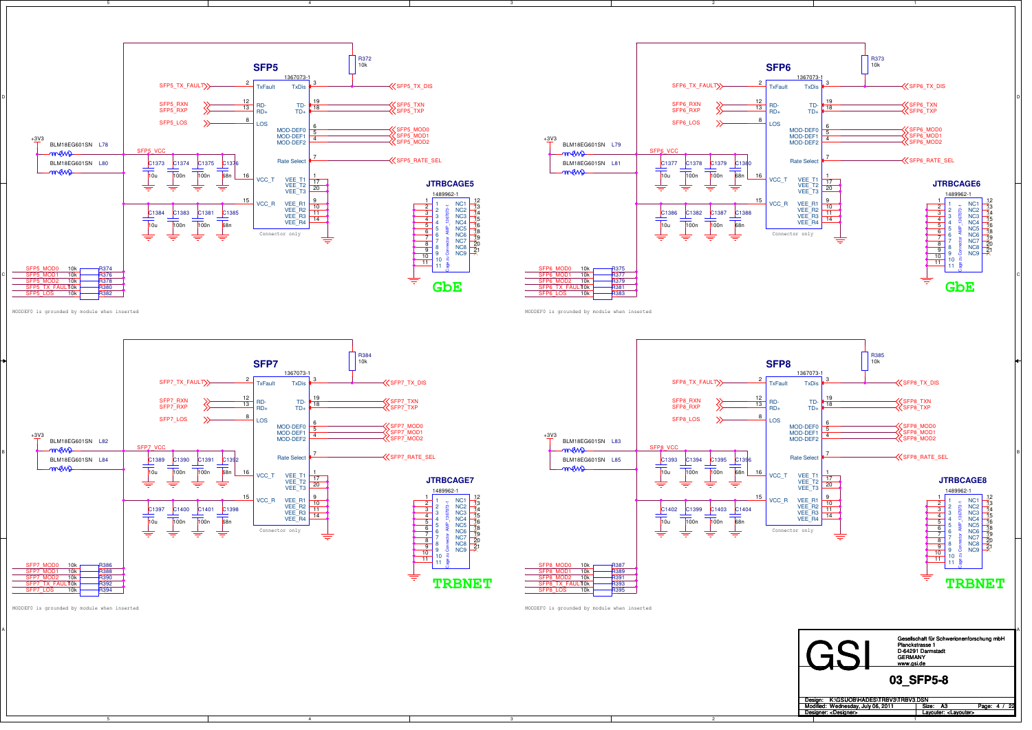## SFP5

1367073-1

| Signal | Pin | Pin Name | Pin Name | Pin | Signal |
|---|---|---|---|---|---|
| SFP5_TX_FAULT | 2 | TxFault | TxDis | 3 | SFP5_TX_DIS |
| SFP5_RXN | 12 | RD- | TD- | 19 | SFP5_TXN |
| SFP5_RXP | 13 | RD+ | TD+ | 18 | SFP5_TXP |
| SFP5_LOS | 8 | LOS | MOD-DEF0 | 6 | SFP5_MOD0 |
| | | | MOD-DEF1 | 5 | SFP5_MOD1 |
| | | | MOD-DEF2 | 4 | SFP5_MOD2 |
| | | | Rate Select | 7 | SFP5_RATE_SEL |
| | 16 | VCC_T | VEE_T1 | 1 | |
| | | | VEE_T2 | 17 | |
| | | | VEE_T3 | 20 | |
| | 15 | VCC_R | VEE_R1 | 9 | |
| | | | VEE_R2 | 10 | |
| | | | VEE_R3 | 11 | |
| | | | VEE_R4 | 14 | |

Connector only

R372 10k

+3V3 — BLM18EG601SN L78 — SFP5_VCC; C1373 10u, C1374 100n, C1375 100n, C1376 68n

BLM18EG601SN L80; C1384 10u, C1383 100n, C1381 100n, C1385 68n

| Signal | Value | Ref |
|---|---|---|
| SFP5_MOD0 | 10k | R374 |
| SFP5_MOD1 | 10k | R376 |
| SFP5_MOD2 | 10k | R378 |
| SFP5_TX_FAULT | 10k | R380 |
| SFP5_LOS | 10k | R382 |

MODDEF0 is grounded by module when inserted

**JTRBCAGE5** 1489962-1 (Cage zu Connector AMP 1367073-1), pins 1–11, NC1–NC9 (12–21)

**GbE**

## SFP6

1367073-1

| Signal | Pin | Pin Name | Pin Name | Pin | Signal |
|---|---|---|---|---|---|
| SFP6_TX_FAULT | 2 | TxFault | TxDis | 3 | SFP6_TX_DIS |
| SFP6_RXN | 12 | RD- | TD- | 19 | SFP6_TXN |
| SFP6_RXP | 13 | RD+ | TD+ | 18 | SFP6_TXP |
| SFP6_LOS | 8 | LOS | MOD-DEF0 | 6 | SFP6_MOD0 |
| | | | MOD-DEF1 | 5 | SFP6_MOD1 |
| | | | MOD-DEF2 | 4 | SFP6_MOD2 |
| | | | Rate Select | 7 | SFP6_RATE_SEL |
| | 16 | VCC_T | VEE_T1 | 1 | |
| | | | VEE_T2 | 17 | |
| | | | VEE_T3 | 20 | |
| | 15 | VCC_R | VEE_R1 | 9 | |
| | | | VEE_R2 | 10 | |
| | | | VEE_R3 | 11 | |
| | | | VEE_R4 | 14 | |

Connector only

R373 10k

+3V3 — BLM18EG601SN L79 — SFP6_VCC; C1377 10u, C1378 100n, C1379 100n, C1380 68n

BLM18EG601SN L81; C1386 10u, C1382 100n, C1387 100n, C1388 68n

| Signal | Value | Ref |
|---|---|---|
| SFP6_MOD0 | 10k | R375 |
| SFP6_MOD1 | 10k | R377 |
| SFP6_MOD2 | 10k | R379 |
| SFP6_TX_FAULT | 10k | R381 |
| SFP6_LOS | 10k | R383 |

MODDEF0 is grounded by module when inserted

**JTRBCAGE6** 1489962-1 (Cage zu Connector AMP 1367073-1), pins 1–11, NC1–NC9 (12–21)

**GbE**

## SFP7

1367073-1

| Signal | Pin | Pin Name | Pin Name | Pin | Signal |
|---|---|---|---|---|---|
| SFP7_TX_FAULT | 2 | TxFault | TxDis | 3 | SFP7_TX_DIS |
| SFP7_RXN | 12 | RD- | TD- | 19 | SFP7_TXN |
| SFP7_RXP | 13 | RD+ | TD+ | 18 | SFP7_TXP |
| SFP7_LOS | 8 | LOS | MOD-DEF0 | 6 | SFP7_MOD0 |
| | | | MOD-DEF1 | 5 | SFP7_MOD1 |
| | | | MOD-DEF2 | 4 | SFP7_MOD2 |
| | | | Rate Select | 7 | SFP7_RATE_SEL |
| | 16 | VCC_T | VEE_T1 | 1 | |
| | | | VEE_T2 | 17 | |
| | | | VEE_T3 | 20 | |
| | 15 | VCC_R | VEE_R1 | 9 | |
| | | | VEE_R2 | 10 | |
| | | | VEE_R3 | 11 | |
| | | | VEE_R4 | 14 | |

Connector only

R384 10k

+3V3 — BLM18EG601SN L82 — SFP7_VCC; C1389 10u, C1390 100n, C1391 100n, C1392 68n

BLM18EG601SN L84; C1397 10u, C1400 100n, C1401 100n, C1398 68n

| Signal | Value | Ref |
|---|---|---|
| SFP7_MOD0 | 10k | R386 |
| SFP7_MOD1 | 10k | R388 |
| SFP7_MOD2 | 10k | R390 |
| SFP7_TX_FAULT | 10k | R392 |
| SFP7_LOS | 10k | R394 |

MODDEF0 is grounded by module when inserted

**JTRBCAGE7** 1489962-1 (Cage zu Connector AMP 1367073-1), pins 1–11, NC1–NC9 (12–21)

**TRBNET**

## SFP8

1367073-1

| Signal | Pin | Pin Name | Pin Name | Pin | Signal |
|---|---|---|---|---|---|
| SFP8_TX_FAULT | 2 | TxFault | TxDis | 3 | SFP8_TX_DIS |
| SFP8_RXN | 12 | RD- | TD- | 19 | SFP8_TXN |
| SFP8_RXP | 13 | RD+ | TD+ | 18 | SFP8_TXP |
| SFP8_LOS | 8 | LOS | MOD-DEF0 | 6 | SFP8_MOD0 |
| | | | MOD-DEF1 | 5 | SFP8_MOD1 |
| | | | MOD-DEF2 | 4 | SFP8_MOD2 |
| | | | Rate Select | 7 | SFP8_RATE_SEL |
| | 16 | VCC_T | VEE_T1 | 1 | |
| | | | VEE_T2 | 17 | |
| | | | VEE_T3 | 20 | |
| | 15 | VCC_R | VEE_R1 | 9 | |
| | | | VEE_R2 | 10 | |
| | | | VEE_R3 | 11 | |
| | | | VEE_R4 | 14 | |

Connector only

R385 10k

+3V3 — BLM18EG601SN L83 — SFP8_VCC; C1393 10u, C1394 100n, C1395 100n, C1396 68n

BLM18EG601SN L85; C1402 10u, C1399 100n, C1403 100n, C1404 68n

| Signal | Value | Ref |
|---|---|---|
| SFP8_MOD0 | 10k | R387 |
| SFP8_MOD1 | 10k | R389 |
| SFP8_MOD2 | 10k | R391 |
| SFP8_TX_FAULT | 10k | R393 |
| SFP8_LOS | 10k | R395 |

MODDEF0 is grounded by module when inserted

**JTRBCAGE8** 1489962-1 (Cage zu Connector AMP 1367073-1), pins 1–11, NC1–NC9 (12–21)

**TRBNET**

---

**GSI**

Gesellschaft für Schwerionenforschung mbH
Planckstrasse 1
D-64291 Darmstadt
GERMANY
www.gsi.de

**03_SFP5-8**

Design: K:\GSUOB\HADES\TRBV3\TRBV3.DSN
Modified: Wednesday, July 06, 2011 | Size: A3 | Page: 4 / 22
Designer: <Designer> | Layouter: <Layouter>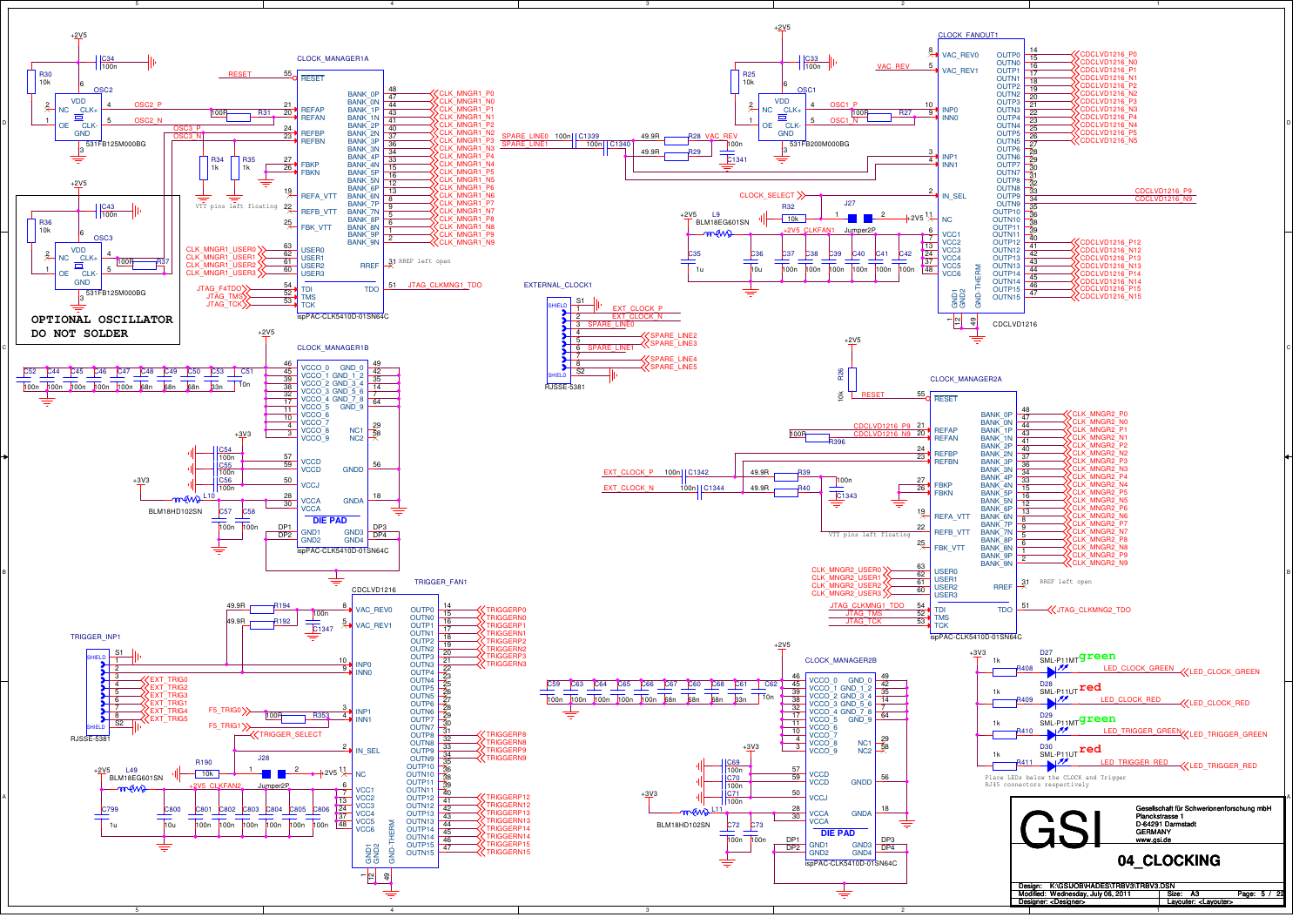## CLOCK_MANAGER1A

- RESET (55): RESET
- REFAP (21), REFAN (20): OSC2_P / OSC2_N via R31 100R
- REFBP (24), REFBN (23): OSC3_P / OSC3_N
- FBKP (27), FBKN (26): R34 1k, R35 1k
- REFA_VTT (19), REFB_VTT (22), FBK_VTT (25): VTT pins left floating
- USER0 (63) CLK_MNGR1_USER0, USER1 (62) CLK_MNGR1_USER1, USER2 (61) CLK_MNGR1_USER2, USER3 (60) CLK_MNGR1_USER3
- RREF (31): RREF left open
- TDI (54) JTAG_F4TDO, TMS (52) JTAG_TMS, TCK (53) JTAG_TCK, TDO (51) JTAG_CLKMNG1_TDO
- BANK_0P..BANK_9N → CLK_MNGR1_P0, CLK_MNGR1_N0 ... CLK_MNGR1_P9, CLK_MNGR1_N9

ispPAC-CLK5410D-01SN64C

OSC2: 531FB125M000BG, R30 10k, C34 100n, +2V5

OSC3: 531FB125M000BG, R36 10k, C43 100n, R37 100R, +2V5

**OPTIONAL OSCILLATOR DO NOT SOLDER**

## CLOCK_MANAGER1B

VCCO_0..VCCO_9, GND_0..GND_9, NC1, NC2, VCCD, VCCJ, VCCA, GNDD, GNDA, GND1–GND4 (DIE PAD), DP1–DP4

C52, C44, C45, C46, C47, C48, C49, C50, C53, C51: 100n, 100n, 100n, 100n, 100n, 68n, 68n, 68n, 33n, 10n

C54, C55, C56 100n; C57, C58 100n; L10 BLM18HD102SN; +3V3

ispPAC-CLK5410D-01SN64C

## CLOCK_FANOUT1 (CDCLVD1216)

- VAC_REV0 (8), VAC_REV1 (5): VAC_REV
- INP0 (10), INN0 (9): OSC1_P / OSC1_N via R27 100R
- INP1 (3), INN1 (4)
- IN_SEL (2): CLOCK_SELECT, R32 10k, J27 Jumper2P
- VCC1–VCC6, +2V5_CLKFAN1, L9 BLM18EG601SN, C35 1u, C36 10u, C37–C42 100n
- OUTP0..OUTN15 → CDCLVD1216_P0/N0 ... P5/N5, P9/N9, P12/N12 ... P15/N15

OSC1: 531FB200M000BG, R25 10k, C33 100n

SPARE_LINE0 / SPARE_LINE1: C1339 100n, C1340 100n, R28 49.9R, R29 49.9R, VAC_REV, C1341 100n

## EXTERNAL_CLOCK1 (RJSSE-5381)

1 EXT_CLOCK_P, 2 EXT_CLOCK_N, 3 SPARE_LINE0, 4/5 SPARE_LINE2 / SPARE_LINE3, 6 SPARE_LINE1, 7/8 SPARE_LINE4 / SPARE_LINE5

## CLOCK_MANAGER2A

- RESET (55), R26 10k, +2V5
- REFAP (21), REFAN (20): CDCLVD1216_P9 / CDCLVD1216_N9, R396 100R
- REFBP (24), REFBN (23): EXT_CLOCK_P / EXT_CLOCK_N via C1342 100n, C1344 100n, R39 49.9R, R40 49.9R, C1343 100n
- FBKP (27), FBKN (26)
- REFA_VTT (19), REFB_VTT (22), FBK_VTT (25): VTT pins left floating
- USER0–USER3: CLK_MNGR2_USER0 ... CLK_MNGR2_USER3
- RREF (31): RREF left open
- TDI (54) JTAG_CLKMNG1_TDO, TMS (52) JTAG_TMS, TCK (53) JTAG_TCK, TDO (51) JTAG_CLKMNG2_TDO
- BANK_0P..BANK_9N → CLK_MNGR2_P0, CLK_MNGR2_N0 ... CLK_MNGR2_P9, CLK_MNGR2_N9

ispPAC-CLK5410D-01SN64C

## CLOCK_MANAGER2B

C59, C63, C64, C65, C66, C67, C60, C68, C61, C62: 100n, 100n, 100n, 100n, 100n, 68n, 68n, 68n, 33n, 10n

C69, C70, C71 100n; C72, C73 100n; L11 BLM18HD102SN; +3V3

ispPAC-CLK5410D-01SN64C

## TRIGGER_FAN1 (CDCLVD1216)

- VAC_REV0 (8), VAC_REV1 (5): R194 49.9R, R192 49.9R, C1347 100n
- INP0 (10), INN0 (9)
- INP1 (3), INN1 (4): F5_TRIG0 / F5_TRIG1, R353 100R
- IN_SEL (2): TRIGGER_SELECT, R190 10k, J28 Jumper2P
- VCC1–VCC6: +2V5_CLKFAN2, L49 BLM18EG601SN, C799 1u, C800 10u, C801–C806 100n
- OUTP0..OUTN3 → TRIGGERP0/N0 ... TRIGGERP3/N3; OUTP8..OUTN9 → TRIGGERP8/N8, TRIGGERP9/N9; OUTP12..OUTN15 → TRIGGERP12/N12 ... TRIGGERP15/N15

## TRIGGER_INP1 (RJSSE-5381)

3 EXT_TRIG0, 4 EXT_TRIG2, 5 EXT_TRIG3, 6 EXT_TRIG1, 7 EXT_TRIG4, 8 EXT_TRIG5

## LEDs

| LED | Part | Color | Resistor | Signal |
|---|---|---|---|---|
| D27 | SML-P11MT | green | R408 1k | LED_CLOCK_GREEN |
| D28 | SML-P11UT | red | R409 1k | LED_CLOCK_RED |
| D29 | SML-P11MT | green | R410 1k | LED_TRIGGER_GREEN |
| D30 | SML-P11UT | red | R411 1k | LED_TRIGGER_RED |

Place LEDs below the CLOCK and Trigger RJ45 connectors respectively

---

GSI — Gesellschaft für Schwerionenforschung mbH, Planckstrasse 1, D-64291 Darmstadt, GERMANY, www.gsi.de

**04_CLOCKING**

Design: K:\GSI\JOB\HADES\TRBV3\TRBV3.DSN
Modified: Wednesday, July 06, 2011 — Size: A3 — Page: 5 / 22
Designer: <Designer> — Layouter: <Layouter>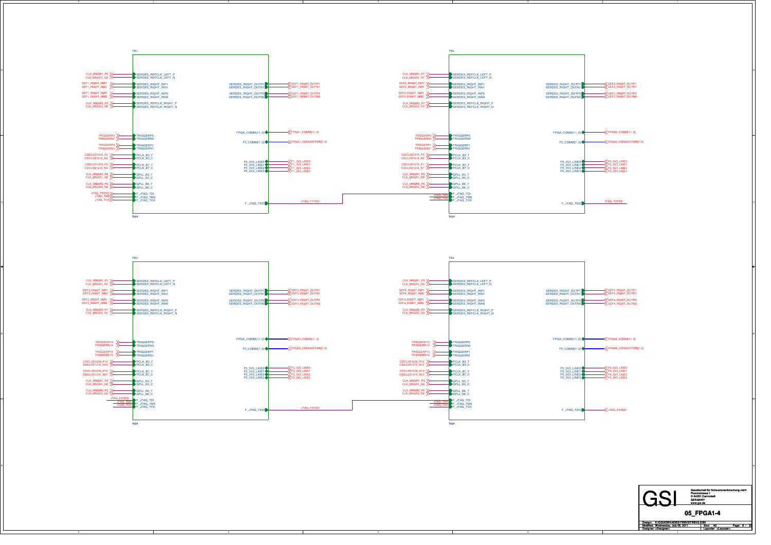# 05_FPGA1-4

## FB1 (fpga)

| Input Net | FPGA Pin | FPGA Pin | Output Net |
|---|---|---|---|
| CLK_MNGR1_P5 | SERDES_REFCLK_LEFT_P | SERDES_RIGHT_OUTP1 | SDF1_RIGHT_OUTP1 |
| CLK_MNGR1_N5 | SERDES_REFCLK_LEFT_N | SERDES_RIGHT_OUTN1 | SDF1_RIGHT_OUTN1 |
| SDF1_RIGHT_INP1 | SERDES_RIGHT_INP1 | SERDES_RIGHT_OUTP0 | SDF1_RIGHT_OUTP0 |
| SDF1_RIGHT_INN1 | SERDES_RIGHT_INN1 | SERDES_RIGHT_OUTN0 | SDF1_RIGHT_OUTN0 |
| SDF1_RIGHT_INP0 | SERDES_RIGHT_INP0 | FPGA_COMM[11..0] | FPGA1_COMM[11..0] |
| SDF1_RIGHT_INN0 | SERDES_RIGHT_INN0 | F5_COMM[7..0] | FPGA1_CONNECTOR[7..0] |
| CLK_MNGR2_P5 | SERDES_REFCLK_RIGHT_P | F5_3V3_LINE0 | F1_3V3_LINE0 |
| CLK_MNGR2_N5 | SERDES_REFCLK_RIGHT_N | F5_3V3_LINE1 | F1_3V3_LINE1 |
| TRIGGERP2 | TRIGGERP0 | F5_3V3_LINE2 | F1_3V3_LINE2 |
| TRIGGERN2 | TRIGGERN0 | F5_3V3_LINE3 | F1_3V3_LINE3 |
| TRIGGERP3 | TRIGGERP1 | F_JTAG_TDO | JTAG_F1TDO |
| TRIGGERN3 | TRIGGERN1 | | |
| CDCLVD1216_P2 | PCLK_B3_T | | |
| CDCLVD1216_N2 | PCLK_B3_C | | |
| CDCLVD1216_P3 | PCLK_B7_T | | |
| CDCLVD1216_N3 | PCLK_B7_C | | |
| CLK_MNGR1_P6 | GPLL_B3_T | | |
| CLK_MNGR1_N6 | GPLL_B3_C | | |
| CLK_MNGR2_P6 | GPLL_B6_T | | |
| CLK_MNGR2_N6 | GPLL_B6_C | | |
| JTAG_F5TDO | F_JTAG_TDI | | |
| JTAG_TMS | F_JTAG_TMS | | |
| JTAG_TCK | F_JTAG_TCK | | |

## FB2 (fpga)

| Input Net | FPGA Pin | FPGA Pin | Output Net |
|---|---|---|---|
| CLK_MNGR1_P7 | SERDES_REFCLK_LEFT_P | SERDES_RIGHT_OUTP1 | SDF2_RIGHT_OUTP1 |
| CLK_MNGR1_N7 | SERDES_REFCLK_LEFT_N | SERDES_RIGHT_OUTN1 | SDF2_RIGHT_OUTN1 |
| SDF2_RIGHT_INP1 | SERDES_RIGHT_INP1 | SERDES_RIGHT_OUTP0 | SDF2_RIGHT_OUTP0 |
| SDF2_RIGHT_INN1 | SERDES_RIGHT_INN1 | SERDES_RIGHT_OUTN0 | SDF2_RIGHT_OUTN0 |
| SDF2_RIGHT_INP0 | SERDES_RIGHT_INP0 | FPGA_COMM[11..0] | FPGA2_COMM[11..0] |
| SDF2_RIGHT_INN0 | SERDES_RIGHT_INN0 | F5_COMM[7..0] | FPGA2_CONNECTOR[7..0] |
| CLK_MNGR2_P7 | SERDES_REFCLK_RIGHT_P | F5_3V3_LINE0 | F2_3V3_LINE0 |
| CLK_MNGR2_N7 | SERDES_REFCLK_RIGHT_N | F5_3V3_LINE1 | F2_3V3_LINE1 |
| TRIGGERP0 | TRIGGERP0 | F5_3V3_LINE2 | F2_3V3_LINE2 |
| TRIGGERN0 | TRIGGERN0 | F5_3V3_LINE3 | F2_3V3_LINE3 |
| TRIGGERP1 | TRIGGERP1 | F_JTAG_TDO | JTAG_F2TDO |
| TRIGGERN1 | TRIGGERN1 | | |
| CDCLVD1216_P0 | PCLK_B3_T | | |
| CDCLVD1216_N0 | PCLK_B3_C | | |
| CDCLVD1216_P1 | PCLK_B7_T | | |
| CDCLVD1216_N1 | PCLK_B7_C | | |
| CLK_MNGR1_P8 | GPLL_B3_T | | |
| CLK_MNGR1_N8 | GPLL_B3_C | | |
| CLK_MNGR2_P8 | GPLL_B6_T | | |
| CLK_MNGR2_N8 | GPLL_B6_C | | |
| JTAG_F1TDO | F_JTAG_TDI | | |
| JTAG_TMS | F_JTAG_TMS | | |
| JTAG_TCK | F_JTAG_TCK | | |

## FB3 (fpga)

| Input Net | FPGA Pin | FPGA Pin | Output Net |
|---|---|---|---|
| CLK_MNGR1_P1 | SERDES_REFCLK_LEFT_P | SERDES_RIGHT_OUTP1 | SDF3_RIGHT_OUTP1 |
| CLK_MNGR1_N1 | SERDES_REFCLK_LEFT_N | SERDES_RIGHT_OUTN1 | SDF3_RIGHT_OUTN1 |
| SDF3_RIGHT_INP1 | SERDES_RIGHT_INP1 | SERDES_RIGHT_OUTP0 | SDF3_RIGHT_OUTP0 |
| SDF3_RIGHT_INN1 | SERDES_RIGHT_INN1 | SERDES_RIGHT_OUTN0 | SDF3_RIGHT_OUTN0 |
| SDF3_RIGHT_INP0 | SERDES_RIGHT_INP0 | FPGA_COMM[11..0] | FPGA3_COMM[11..0] |
| SDF3_RIGHT_INN0 | SERDES_RIGHT_INN0 | F5_COMM[7..0] | FPGA3_CONNECTOR[7..0] |
| CLK_MNGR2_P1 | SERDES_REFCLK_RIGHT_P | F5_3V3_LINE0 | F3_3V3_LINE0 |
| CLK_MNGR2_N1 | SERDES_REFCLK_RIGHT_N | F5_3V3_LINE1 | F3_3V3_LINE1 |
| TRIGGERP14 | TRIGGERP0 | F5_3V3_LINE2 | F3_3V3_LINE2 |
| TRIGGERN14 | TRIGGERN0 | F5_3V3_LINE3 | F3_3V3_LINE3 |
| TRIGGERP15 | TRIGGERP1 | F_JTAG_TDO | JTAG_F3TDO |
| TRIGGERN15 | TRIGGERN1 | | |
| CDCLVD1216_P14 | PCLK_B3_T | | |
| CDCLVD1216_N14 | PCLK_B3_C | | |
| CDCLVD1216_P15 | PCLK_B7_T | | |
| CDCLVD1216_N15 | PCLK_B7_C | | |
| CLK_MNGR1_P2 | GPLL_B3_T | | |
| CLK_MNGR1_N2 | GPLL_B3_C | | |
| CLK_MNGR2_P2 | GPLL_B6_T | | |
| CLK_MNGR2_N2 | GPLL_B6_C | | |
| JTAG_F2TDO | F_JTAG_TDI | | |
| JTAG_TMS | F_JTAG_TMS | | |
| JTAG_TCK | F_JTAG_TCK | | |

## FB4 (fpga)

| Input Net | FPGA Pin | FPGA Pin | Output Net |
|---|---|---|---|
| CLK_MNGR1_P3 | SERDES_REFCLK_LEFT_P | SERDES_RIGHT_OUTP1 | SDF4_RIGHT_OUTP1 |
| CLK_MNGR1_N3 | SERDES_REFCLK_LEFT_N | SERDES_RIGHT_OUTN1 | SDF4_RIGHT_OUTN1 |
| SDF4_RIGHT_INP1 | SERDES_RIGHT_INP1 | SERDES_RIGHT_OUTP0 | SDF4_RIGHT_OUTP0 |
| SDF4_RIGHT_INN1 | SERDES_RIGHT_INN1 | SERDES_RIGHT_OUTN0 | SDF4_RIGHT_OUTN0 |
| SDF4_RIGHT_INP0 | SERDES_RIGHT_INP0 | FPGA_COMM[11..0] | FPGA4_COMM[11..0] |
| SDF4_RIGHT_INN0 | SERDES_RIGHT_INN0 | F5_COMM[7..0] | FPGA4_CONNECTOR[7..0] |
| CLK_MNGR2_P3 | SERDES_REFCLK_RIGHT_P | F5_3V3_LINE0 | F4_3V3_LINE0 |
| CLK_MNGR2_N3 | SERDES_REFCLK_RIGHT_N | F5_3V3_LINE1 | F4_3V3_LINE1 |
| TRIGGERP12 | TRIGGERP0 | F5_3V3_LINE2 | F4_3V3_LINE2 |
| TRIGGERN12 | TRIGGERN0 | F5_3V3_LINE3 | F4_3V3_LINE3 |
| TRIGGERP13 | TRIGGERP1 | F_JTAG_TDO | JTAG_F4TDO |
| TRIGGERN13 | TRIGGERN1 | | |
| CDCLVD1216_P12 | PCLK_B3_T | | |
| CDCLVD1216_N12 | PCLK_B3_C | | |
| CDCLVD1216_P13 | PCLK_B7_T | | |
| CDCLVD1216_N13 | PCLK_B7_C | | |
| CLK_MNGR1_P4 | GPLL_B3_T | | |
| CLK_MNGR1_N4 | GPLL_B3_C | | |
| CLK_MNGR2_P4 | GPLL_B6_T | | |
| CLK_MNGR2_N4 | GPLL_B6_C | | |
| JTAG_F3TDO | F_JTAG_TDI | | |
| JTAG_TMS | F_JTAG_TMS | | |
| JTAG_TCK | F_JTAG_TCK | | |

---

GSI

Gesellschaft für Schwerionenforschung mbH
Planckstrasse 1
D-64291 Darmstadt
GERMANY
www.gsi.de

**05_FPGA1-4**

Design: K:\GSI\CBM\HADES\TRBV3\TRBV3.DSN
Modified: Wednesday, July 06, 2011
Designer: <Designer>
Size: A2
Layouter: <Layouter>
Page: 6 / 22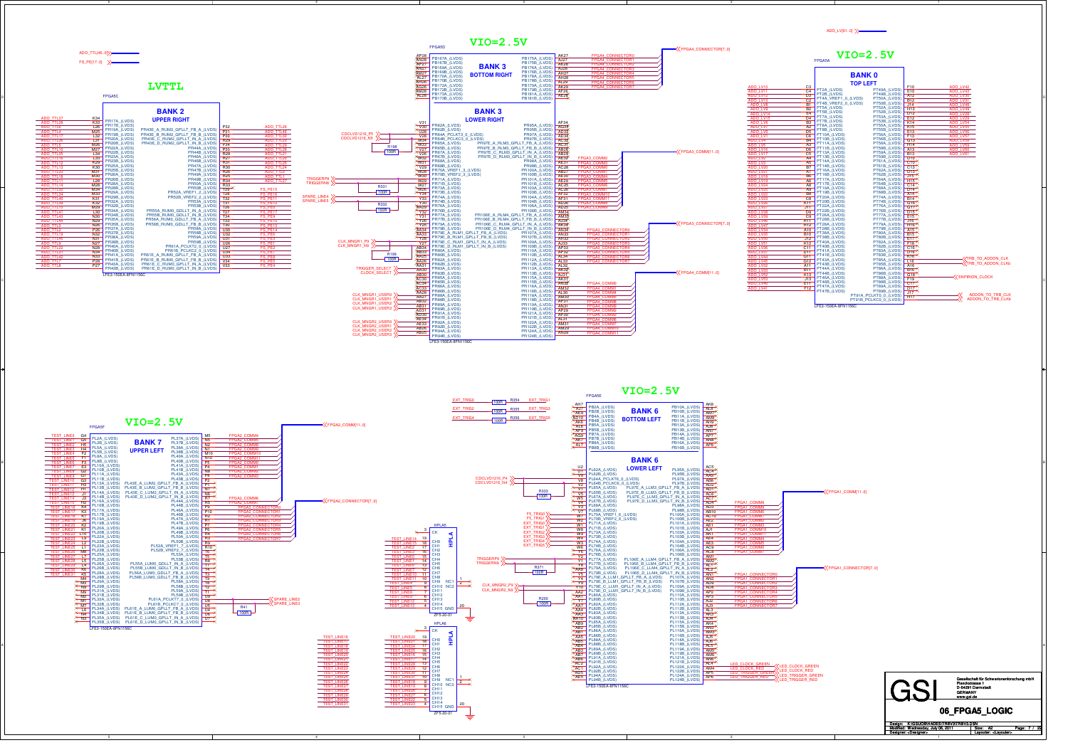# 06_FPGA5_LOGIC

## LVTTL

### BANK 2 — UPPER RIGHT (FPGA5C)

LFE3-150EA-8FN1156C

ADO_TTL[40..0], FS_PE[17..0]

### BANK 3 — BOTTOM RIGHT (FPGA5D)

VIO=2.5V

FPGA4_CONNECTOR[7..0]

### BANK 3 — LOWER RIGHT

CDCLVD1216_P5, CDCLVD1216_N5, R198 100R, TRIGGERP8, TRIGGERN8, R331 100R, SPARE_LINE4, SPARE_LINE5, R332 100R, CLK_MNGR1_P9, CLK_MNGR1_N9, R199 100R, TRIGGER_SELECT, CLOCK_SELECT, CLK_MNGR1_USER0, CLK_MNGR1_USER1, CLK_MNGR1_USER2, CLK_MNGR1_USER3, CLK_MNGR2_USER0, CLK_MNGR2_USER1, CLK_MNGR2_USER2, CLK_MNGR2_USER3

FPGA3_COMM[11..0], FPGA3_CONNECTOR[7..0], FPGA4_COMM[11..0]

LFE3-150EA-8FN1156C

### BANK 0 — TOP LEFT (FPGA5A)

VIO=2.5V

ADO_LV[41..0]

TRB_TO_ADDON_CLK, TRB_TO_ADDON_CLKb, ENPIRION_CLOCK, ADDON_TO_TRB_CLK, ADDON_TO_TRB_CLKb

LFE3-150EA-8FN1156C

### BANK 7 — UPPER LEFT (FPGA5F)

VIO=2.5V

TEST_LINE0 … TEST_LINE31

FPGA2_COMM[11..0], FPGA2_CONNECTOR[7..0]

SPARE_LINE2, SPARE_LINE3, R41 100R

LFE3-150EA-8FN1156C

### BANK 6 — BOTTOM LEFT (FPGA5E)

VIO=2.5V

EXT_TRIG0, EXT_TRIG2, EXT_TRIG4, R354 100R, R355 100R, R356 100R, EXT_TRIG1, EXT_TRIG3, EXT_TRIG5

### BANK 6 — LOWER LEFT

CDCLVD1216_P4, CDCLVD1216_N4, R333 100R, FS_TRIG0, FS_TRIG1, EXT_TRIG0 … EXT_TRIG5, TRIGGERP9, TRIGGERN9, R371 100R, CLK_MNGR2_P9, CLK_MNGR2_N9, R200 100R

FPGA1_COMM[11..0], FPGA1_CONNECTOR[7..0]

LED_CLOCK_GREEN, LED_CLOCK_RED, LED_TRIGGER_GREEN, LED_TRIGGER_RED

LFE3-150EA-8FN1156C

### HPLA5 / HPLA6

ZF5-20-01

TEST_LINE0 … TEST_LINE31

---

Gesellschaft für Schwerionenforschung mbH
Planckstrasse 1
D-64291 Darmstadt
GERMANY
www.gsi.de

**06_FPGA5_LOGIC**

Design: K:\GSI\DBH\ADES\TRBV3\TRBV3.DSN
Modified: Wednesday, July 06, 2011
Designer: <Designer>
Size: A2
Layouter: <Layouter>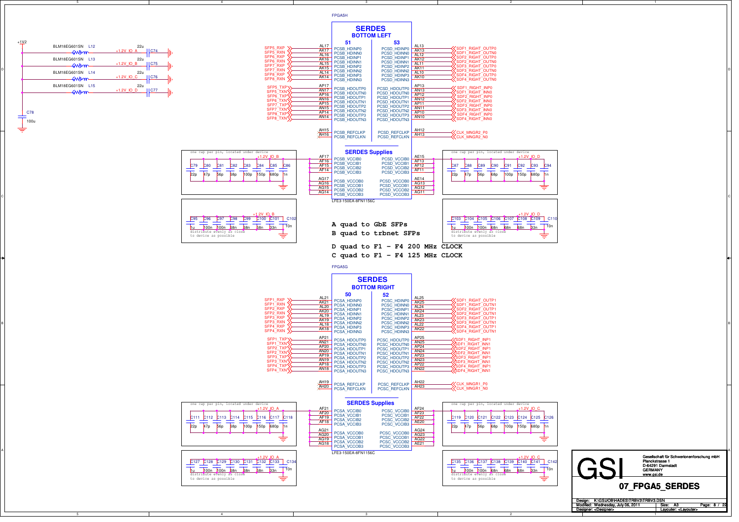# SERDES

## FPGA5H — SERDES BOTTOM LEFT (LFE3-150EA-8FN1156C)

### Bank 51 (PCSB)

| Signal | Pin | Port |
|---|---|---|
| SFP5_RXP | AL17 | PCSB_HDINP0 |
| SFP5_RXN | AK17 | PCSB_HDINN0 |
| SFP6_RXP | AL16 | PCSB_HDINP1 |
| SFP6_RXN | AK16 | PCSB_HDINN1 |
| SFP7_RXP | AL15 | PCSB_HDINP2 |
| SFP7_RXN | AK15 | PCSB_HDINN2 |
| SFP8_RXP | AL14 | PCSB_HDINP3 |
| SFP8_RXN | AK14 | PCSB_HDINN3 |
| SFP5_TXP | AP17 | PCSB_HDOUTP0 |
| SFP5_TXN | AN17 | PCSB_HDOUTN0 |
| SFP6_TXP | AP16 | PCSB_HDOUTP1 |
| SFP6_TXN | AN16 | PCSB_HDOUTN1 |
| SFP7_TXP | AP15 | PCSB_HDOUTP2 |
| SFP7_TXN | AN15 | PCSB_HDOUTN2 |
| SFP8_TXP | AP14 | PCSB_HDOUTP3 |
| SFP8_TXN | AN14 | PCSB_HDOUTN3 |
| | AH15 | PCSB_REFCLKP |
| | AH16 | PCSB_REFCLKN |

### Bank 53 (PCSD)

| Signal | Pin | Port |
|---|---|---|
| SDF1_RIGHT_OUTP0 | AL13 | PCSD_HDINP0 |
| SDF1_RIGHT_OUTN0 | AK13 | PCSD_HDINN0 |
| SDF2_RIGHT_OUTP0 | AL12 | PCSD_HDINP1 |
| SDF2_RIGHT_OUTN0 | AK12 | PCSD_HDINN1 |
| SDF3_RIGHT_OUTP0 | AL11 | PCSD_HDINP2 |
| SDF3_RIGHT_OUTN0 | AK11 | PCSD_HDINN2 |
| SDF4_RIGHT_OUTP0 | AL10 | PCSD_HDINP3 |
| SDF4_RIGHT_OUTN0 | AK10 | PCSD_HDINN3 |
| SDF1_RIGHT_INP0 | AP13 | PCSD_HDOUTP0 |
| SDF1_RIGHT_INN0 | AN13 | PCSD_HDOUTN0 |
| SDF2_RIGHT_INP0 | AP12 | PCSD_HDOUTP1 |
| SDF2_RIGHT_INN0 | AN12 | PCSD_HDOUTN1 |
| SDF3_RIGHT_INP0 | AP11 | PCSD_HDOUTP2 |
| SDF3_RIGHT_INN0 | AN11 | PCSD_HDOUTN2 |
| SDF4_RIGHT_INP0 | AP10 | PCSD_HDOUTP3 |
| SDF4_RIGHT_INN0 | AN10 | PCSD_HDOUTN3 |
| CLK_MNGR2_P0 | AH12 | PCSD_REFCLKP |
| CLK_MNGR2_N0 | AH13 | PCSD_REFCLKN |

### SERDES Supplies

| Net | Pin | Port | Port | Pin | Net |
|---|---|---|---|---|---|
| +1.2V_IO_B | AF17 | PCSB_VCCIB0 | PCSD_VCCIB0 | AE15 | +1.2V_IO_D |
| +1.2V_IO_B | AF16 | PCSB_VCCIB1 | PCSD_VCCIB1 | AF13 | +1.2V_IO_D |
| +1.2V_IO_B | AF15 | PCSB_VCCIB2 | PCSD_VCCIB2 | AF12 | +1.2V_IO_D |
| +1.2V_IO_B | AF14 | PCSB_VCCIB3 | PCSD_VCCIB3 | AF11 | +1.2V_IO_D |
| +1.2V_IO_B | AG17 | PCSB_VCCOB0 | PCSD_VCCOB0 | AE14 | +1.2V_IO_D |
| +1.2V_IO_B | AG16 | PCSB_VCCOB1 | PCSD_VCCOB1 | AG13 | +1.2V_IO_D |
| +1.2V_IO_B | AG15 | PCSB_VCCOB2 | PCSD_VCCOB2 | AG12 | +1.2V_IO_D |
| +1.2V_IO_B | AG14 | PCSB_VCCOB3 | PCSD_VCCOB3 | AG11 | +1.2V_IO_D |

one cap per pin, located under device: C79 22p, C80 47p, C81 56p, C82 68p, C83 100p, C84 150p, C85 680p, C86 1n (+1.2V_IO_B)

C95 1u, C96 100n, C97 100n, C98 68n, C99 68n, C100 68n, C101 33n, C102 10n (+1.2V_IO_B) — distribute evenly as close to device as possible

one cap per pin, located under device: C87 22p, C88 47p, C89 56p, C90 68p, C91 100p, C92 150p, C93 680p, C94 1n (+1.2V_IO_D)

C103 1u, C104 100n, C105 100n, C106 68n, C107 68n, C108 68n, C109 33n, C110 10n (+1.2V_IO_D) — distribute evenly as close to device as possible

## Power filtering

+1V2 → BLM18EG601SN L12 → +1.2V_IO_A (C74 22u)
+1V2 → BLM18EG601SN L13 → +1.2V_IO_B (C75 22u)
+1V2 → BLM18EG601SN L14 → +1.2V_IO_C (C76 22u)
+1V2 → BLM18EG601SN L15 → +1.2V_IO_D (C77 22u)
C78 100u

```
A quad to GbE SFPs
B quad to trbnet SFPs

D quad to F1 - F4 200 MHz CLOCK
C quad to F1 - F4 125 MHz CLOCK
```

## FPGA5G — SERDES BOTTOM RIGHT (LFE3-150EA-8FN1156C)

### Bank 50 (PCSA)

| Signal | Pin | Port |
|---|---|---|
| SFP1_RXP | AL21 | PCSA_HDINP0 |
| SFP1_RXN | AK21 | PCSA_HDINN0 |
| SFP2_RXP | AL20 | PCSA_HDINP1 |
| SFP2_RXN | AK20 | PCSA_HDINN1 |
| SFP3_RXP | AL19 | PCSA_HDINP2 |
| SFP3_RXN | AK19 | PCSA_HDINN2 |
| SFP4_RXP | AL18 | PCSA_HDINP3 |
| SFP4_RXN | AK18 | PCSA_HDINN3 |
| SFP1_TXP | AP21 | PCSA_HDOUTP0 |
| SFP1_TXN | AN21 | PCSA_HDOUTN0 |
| SFP2_TXP | AP20 | PCSA_HDOUTP1 |
| SFP2_TXN | AN20 | PCSA_HDOUTN1 |
| SFP3_TXP | AP19 | PCSA_HDOUTP2 |
| SFP3_TXN | AN19 | PCSA_HDOUTN2 |
| SFP4_TXP | AP18 | PCSA_HDOUTP3 |
| SFP4_TXN | AN18 | PCSA_HDOUTN3 |
| | AH19 | PCSA_REFCLKP |
| | AH20 | PCSA_REFCLKN |

### Bank 52 (PCSC)

| Signal | Pin | Port |
|---|---|---|
| SDF1_RIGHT_OUTP1 | AL25 | PCSC_HDINP0 |
| SDF1_RIGHT_OUTN1 | AK25 | PCSC_HDINN0 |
| SDF2_RIGHT_OUTP1 | AL24 | PCSC_HDINP1 |
| SDF2_RIGHT_OUTN1 | AK24 | PCSC_HDINN1 |
| SDF3_RIGHT_OUTP1 | AL23 | PCSC_HDINP2 |
| SDF3_RIGHT_OUTN1 | AK23 | PCSC_HDINN2 |
| SDF4_RIGHT_OUTP1 | AL22 | PCSC_HDINP3 |
| SDF4_RIGHT_OUTN1 | AK22 | PCSC_HDINN3 |
| SDF1_RIGHT_INP1 | AP25 | PCSC_HDOUTP0 |
| SDF1_RIGHT_INN1 | AN25 | PCSC_HDOUTN0 |
| SDF2_RIGHT_INP1 | AP24 | PCSC_HDOUTP1 |
| SDF2_RIGHT_INN1 | AN24 | PCSC_HDOUTN1 |
| SDF3_RIGHT_INP1 | AP23 | PCSC_HDOUTP2 |
| SDF3_RIGHT_INN1 | AN23 | PCSC_HDOUTN2 |
| SDF4_RIGHT_INP1 | AP22 | PCSC_HDOUTP3 |
| SDF4_RIGHT_INN1 | AN22 | PCSC_HDOUTN3 |
| CLK_MNGR1_P0 | AH22 | PCSC_REFCLKP |
| CLK_MNGR1_N0 | AH23 | PCSC_REFCLKN |

### SERDES Supplies

| Net | Pin | Port | Port | Pin | Net |
|---|---|---|---|---|---|
| +1.2V_IO_A | AF21 | PCSA_VCCIB0 | PCSC_VCCIB0 | AF24 | +1.2V_IO_C |
| +1.2V_IO_A | AF20 | PCSA_VCCIB1 | PCSC_VCCIB1 | AF23 | +1.2V_IO_C |
| +1.2V_IO_A | AF19 | PCSA_VCCIB2 | PCSC_VCCIB2 | AF22 | +1.2V_IO_C |
| +1.2V_IO_A | AF18 | PCSA_VCCIB3 | PCSC_VCCIB3 | AE20 | +1.2V_IO_C |
| +1.2V_IO_A | AG21 | PCSA_VCCOB0 | PCSC_VCCOB0 | AG24 | +1.2V_IO_C |
| +1.2V_IO_A | AG20 | PCSA_VCCOB1 | PCSC_VCCOB1 | AG23 | +1.2V_IO_C |
| +1.2V_IO_A | AG19 | PCSA_VCCOB2 | PCSC_VCCOB2 | AG22 | +1.2V_IO_C |
| +1.2V_IO_A | AG18 | PCSA_VCCOB3 | PCSC_VCCOB3 | AE21 | +1.2V_IO_C |

one cap per pin, located under device: C111 22p, C112 47p, C113 56p, C114 68p, C115 100p, C116 150p, C117 680p, C118 1n (+1.2V_IO_A)

C127 1u, C128 100n, C129 100n, C130 68n, C131 68n, C132 68n, C133 33n, C134 10n (+1.2V_IO_A) — distribute evenly as close to device as possible

one cap per pin, located under device: C119 22p, C120 47p, C121 56p, C122 68p, C123 100p, C124 150p, C125 680p, C126 1n (+1.2V_IO_C)

C135 1u, C136 100n, C137 100n, C138 68n, C139 68n, C140 68n, C141 33n, C142 10n (+1.2V_IO_C) — distribute evenly as close to device as possible

---

**GSI** — Gesellschaft für Schwerionenforschung mbH, Planckstrasse 1, D-64291 Darmstadt, GERMANY, www.gsi.de

**07_FPGA5_SERDES**

Design: K:\GSI\JOB\HADES\TRBV3\TRBV3.DSN
Modified: Wednesday, July 06, 2011 — Size: A3 — Page: 8 / 22
Designer: <Designer> — Layouter: <Layouter>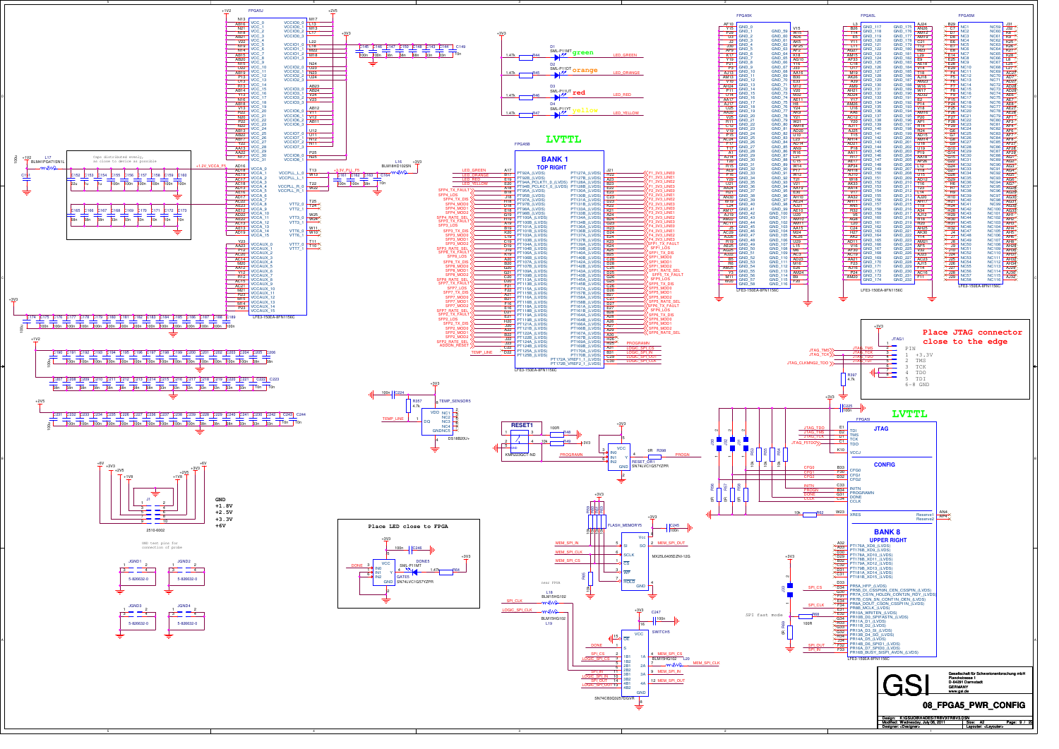LVTTL

**BANK 1**
**TOP RIGHT**

LVTTL

**JTAG**

**CONFIG**

**BANK 8**
**UPPER RIGHT**

caps distributed evenly, as close to device as possible

Place JTAG connector close to the edge

| PIN | |
|---|---|
| 1 | +3.3V |
| 2 | TMS |
| 3 | TCK |
| 4 | TDO |
| 5 | TDI |
| 6-8 | GND |

Place LED close to FPGA

GND test pins for connection of probe

GND
+1.8V
+2.5V
+3.3V
+6V

SPI fast mode

near FPGA

GSI

Gesellschaft für Schwerionenforschung mbH
Planckstrasse 1
D-64291 Darmstadt
GERMANY
www.gsi.de

## 08_FPGA5_PWR_CONFIG

Design: K:\GSI\OBH\ADES\TRBV3\TRBV3.DSN
Modified: Wednesday, July 06, 2011
Designer: <Designer>
Size: A2
Layouter: <Layouter>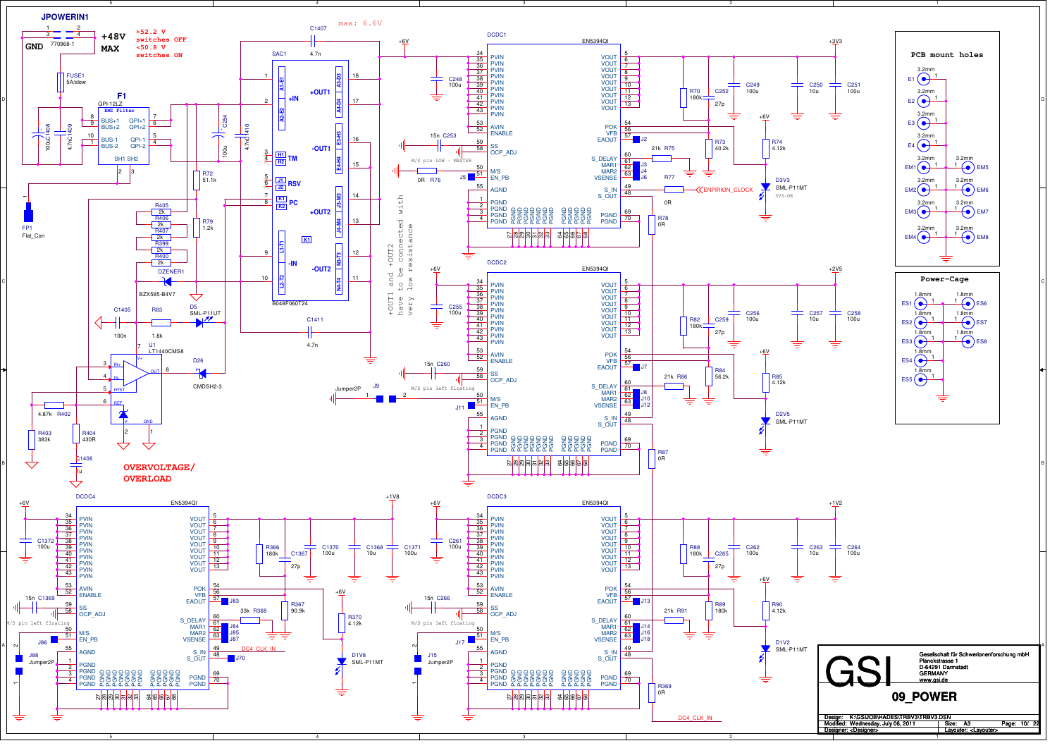# 09_POWER

## JPOWERIN1

+48V MAX

GND

770968-1

>52.2 V switches OFF
<50.8 V switches ON

max: 6.6V

FUSE1 5A/slow

F1 QPI-12LZ EMI Filter

FP1 Flat_Con

SAC1 B048F060T24

+OUT1 and +OUT2 have to be connected with very low resistance

OVERVOLTAGE/ OVERLOAD

U1 LT1440CMS8

DZENER1 BZX585-B4V7

D5 SML-P11UT

D26 CMDSH2-3

## DCDC1 (EN5394QI) — +3V3

M/S pin LOW - MASTER

ENPIRION_CLOCK

D3V3 SML-P11MT — 3V3-OK

## DCDC2 (EN5394QI) — +2V5

M/S pin left floating

Jumper2P

D2V5 SML-P11MT

## DCDC4 (EN5394QI) — +1V8

M/S pin left floating

DC4_CLK_IN

D1V8 SML-P11MT

## DCDC3 (EN5394QI) — +1V2

M/S pin left floating

DC4_CLK_IN

D1V2 SML-P11MT

## PCB mount holes

E1–E4, EM1–EM8: 3.2mm

## Power-Cage

ES1–ES8: 1.8mm

---

GSI — Gesellschaft für Schwerionenforschung mbH
Planckstrasse 1
D-64291 Darmstadt
GERMANY
www.gsi.de

09_POWER

Design: K:\GSI\JOB\HADES\TRBV3\TRBV3.DSN
Modified: Wednesday, July 06, 2011
Designer: <Designer>
Size: A3
Layouter: <Layouter>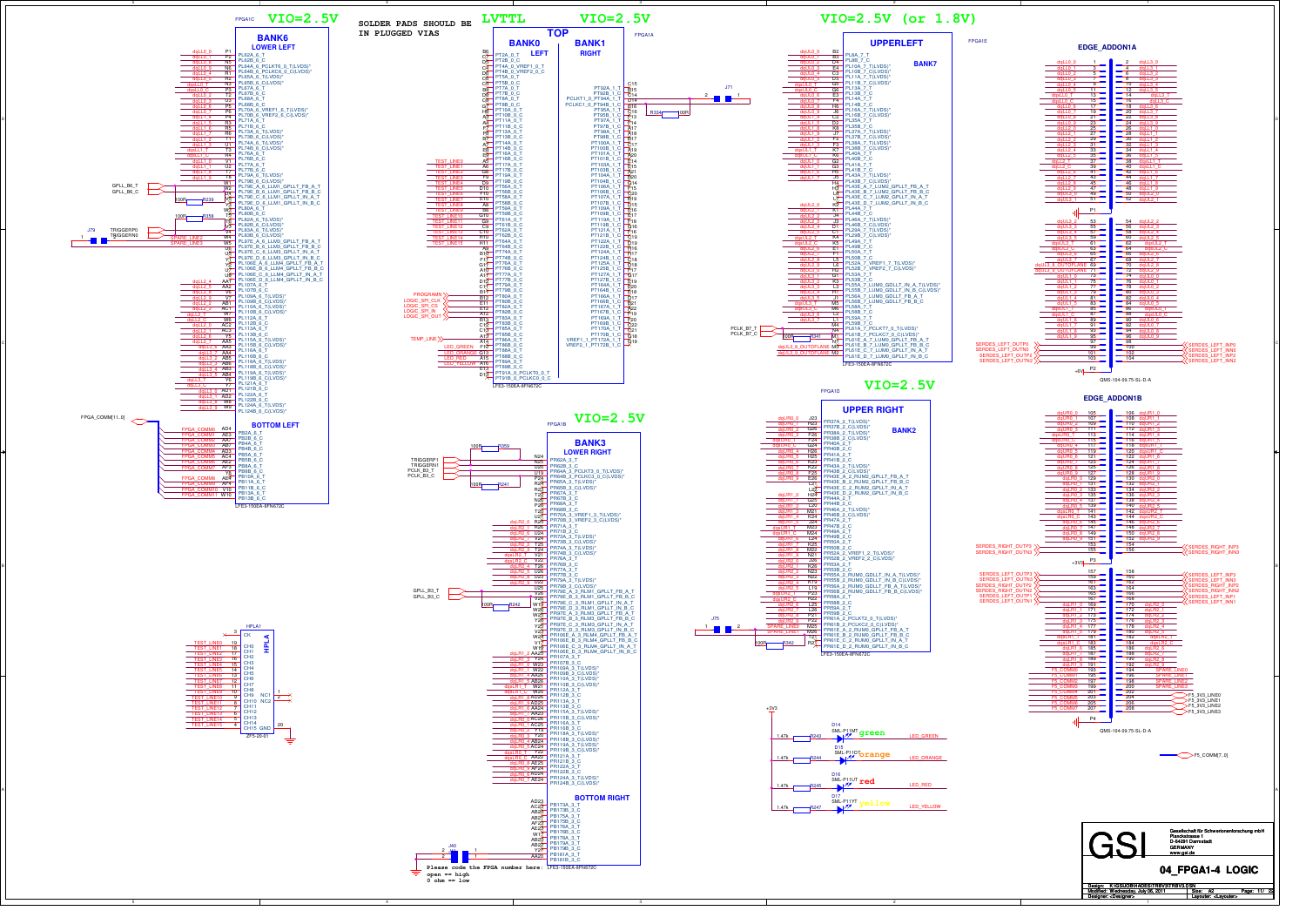VIO=2.5V

SOLDER PADS SHOULD BE IN PLUGGED VIAS

LVTTL

VIO=2.5V

VIO=2.5V (or 1.8V)

BANK6
LOWER LEFT

TOP

BANK0 LEFT

BANK1 RIGHT

UPPERLEFT

BANK7

EDGE_ADDON1A

BOTTOM LEFT

VIO=2.5V

BANK3
LOWER RIGHT

VIO=2.5V

UPPER RIGHT

BANK2

EDGE_ADDON1B

HPLA

BOTTOM RIGHT

green

orange

red

yellow

Please code the FPGA number here:
open == high
0 ohm == low

GSI

Gesellschaft für Schwerionenforschung mbH
Planckstrasse 1
D-64291 Darmstadt
GERMANY
www.gsi.de

04_FPGA1-4 LOGIC

Design: K:\GSI\CBM\HADES\TRBV3\TRBV3.DSN
Modified: Wednesday, July 06, 2011
Designer: <Designer>
Size: A2
Layouter: <Layouter>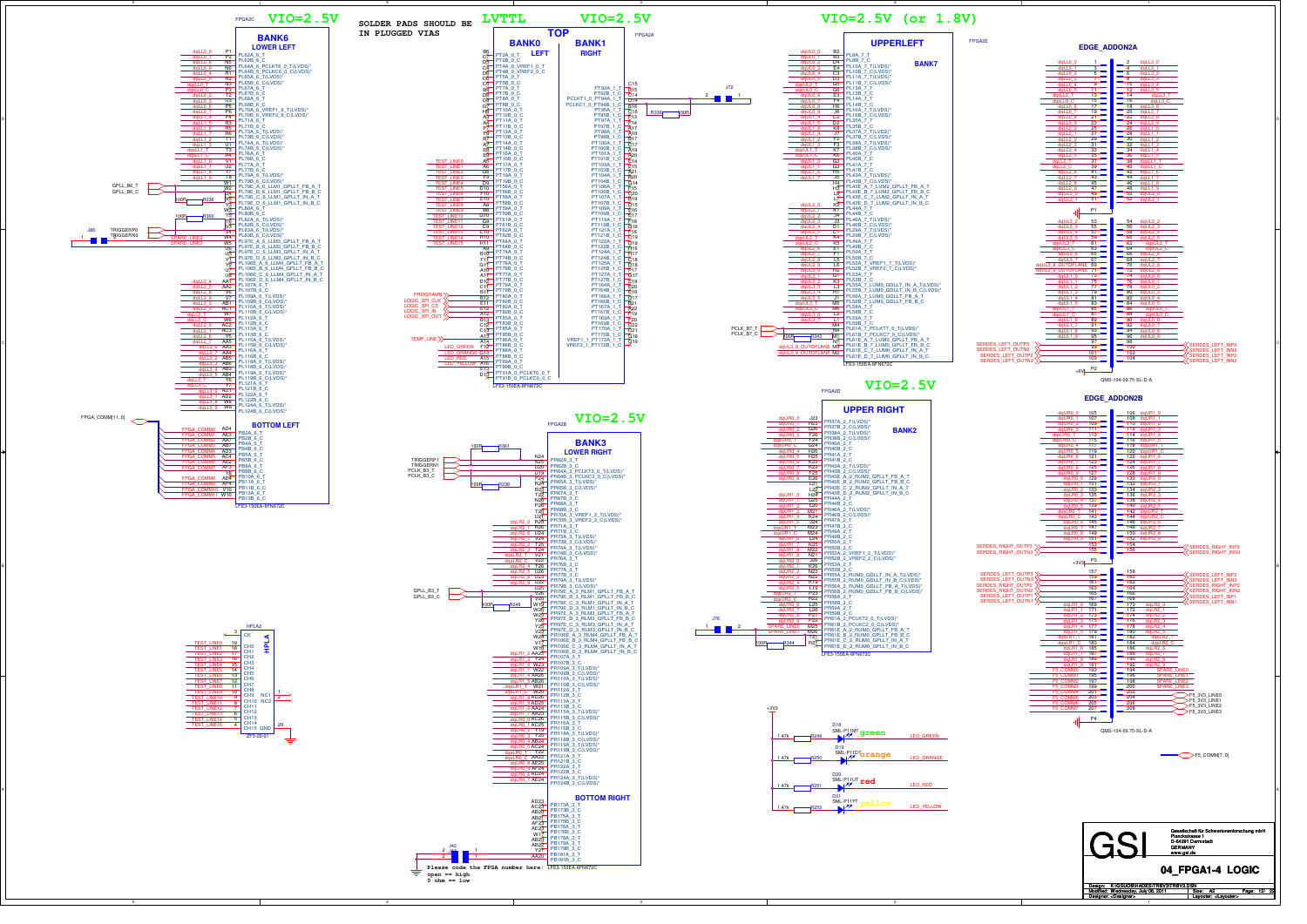## VIO=2.5V

### BANK6
LOWER LEFT

## SOLDER PADS SHOULD BE IN PLUGGED VIAS

## LVTTL

## VIO=2.5V

### TOP
BANK0 LEFT

BANK1 RIGHT

## VIO=2.5V (or 1.8V)

### UPPERLEFT
BANK7

### EDGE_ADDON2A

### BOTTOM LEFT

## VIO=2.5V

### BANK3
LOWER RIGHT

## VIO=2.5V

### UPPER RIGHT
BANK2

### EDGE_ADDON2B

### BOTTOM RIGHT

Please code the FPGA number here:
open == high
0 ohm == low

green

orange

red

yellow

GSI

Gesellschaft für Schwerionenforschung mbH
Planckstrasse 1
D-64291 Darmstadt
GERMANY
www.gsi.de

## 04_FPGA1-4 LOGIC

| Design: | K:\GSI\ORB\HADES\TRBV3\TRBV3.DSN | | |
|---|---|---|---|
| Modified: | Wednesday, July 06, 2011 | Size: A2 | Page: 12/ 22 |
| Designer: | <Designer> | Layouter: <Layouter> | |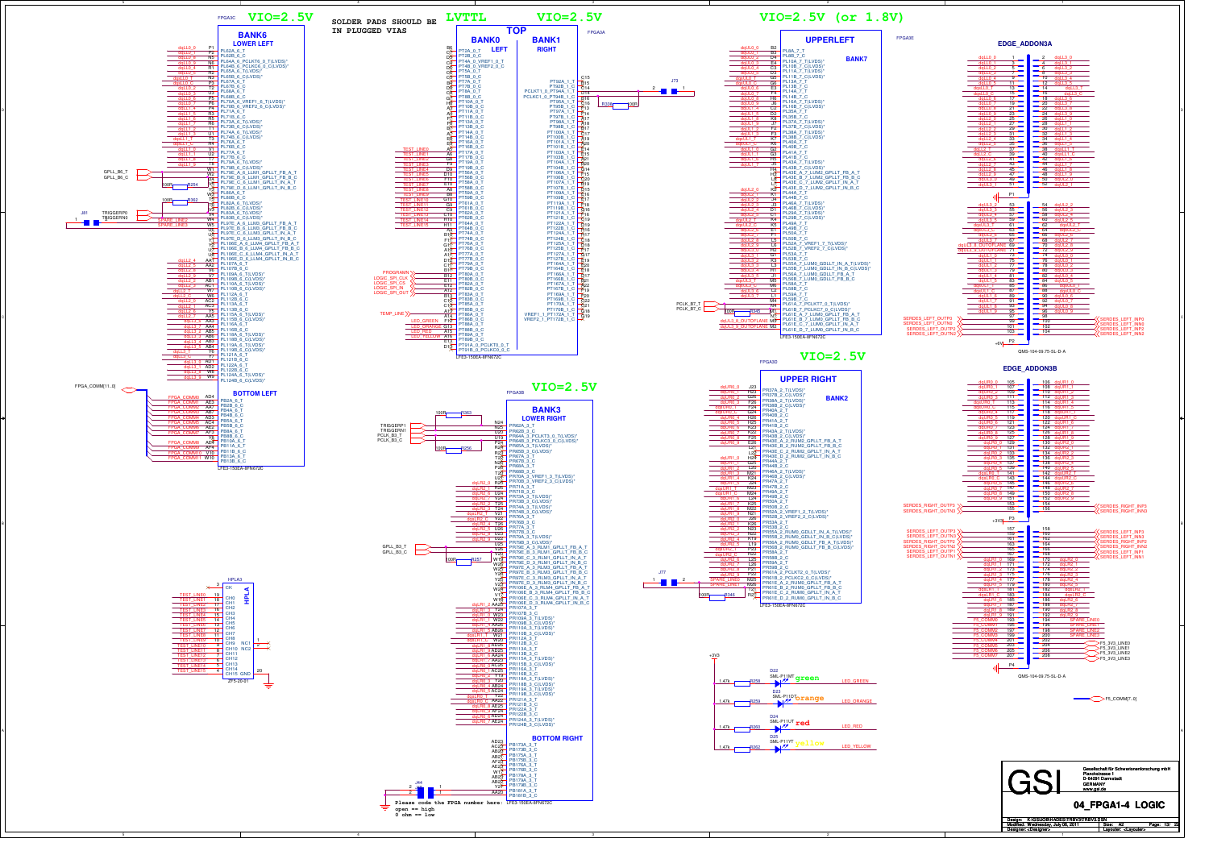# 04_FPGA1-4 LOGIC

VIO=2.5V

SOLDER PADS SHOULD BE IN PLUGGED VIAS

LVTTL

VIO=2.5V

VIO=2.5V (or 1.8V)

## BANK6 LOWER LEFT

## TOP

BANK0 LEFT

BANK1 RIGHT

## UPPERLEFT

BANK7

## EDGE_ADDON3A

## BOTTOM LEFT

VIO=2.5V

## BANK3 LOWER RIGHT

VIO=2.5V

## UPPER RIGHT

BANK2

## EDGE_ADDON3B

## BOTTOM RIGHT

HPLA

Please code the FPGA number here:
open == high
0 ohm == low

green

orange

red

yellow

LED_GREEN
LED_ORANGE
LED_RED
LED_YELLOW

GSI

Gesellschaft für Schwerionenforschung mbH
Planckstrasse 1
D-64291 Darmstadt
GERMANY
www.gsi.de

Design: K:\GSI\ORBHADES\TRBV3\TRBV3.DSN
Modified: Wednesday, July 06, 2011
Designer: <Designer>
Size: A2
Page: 13 / 22
Layouter: <Layouter>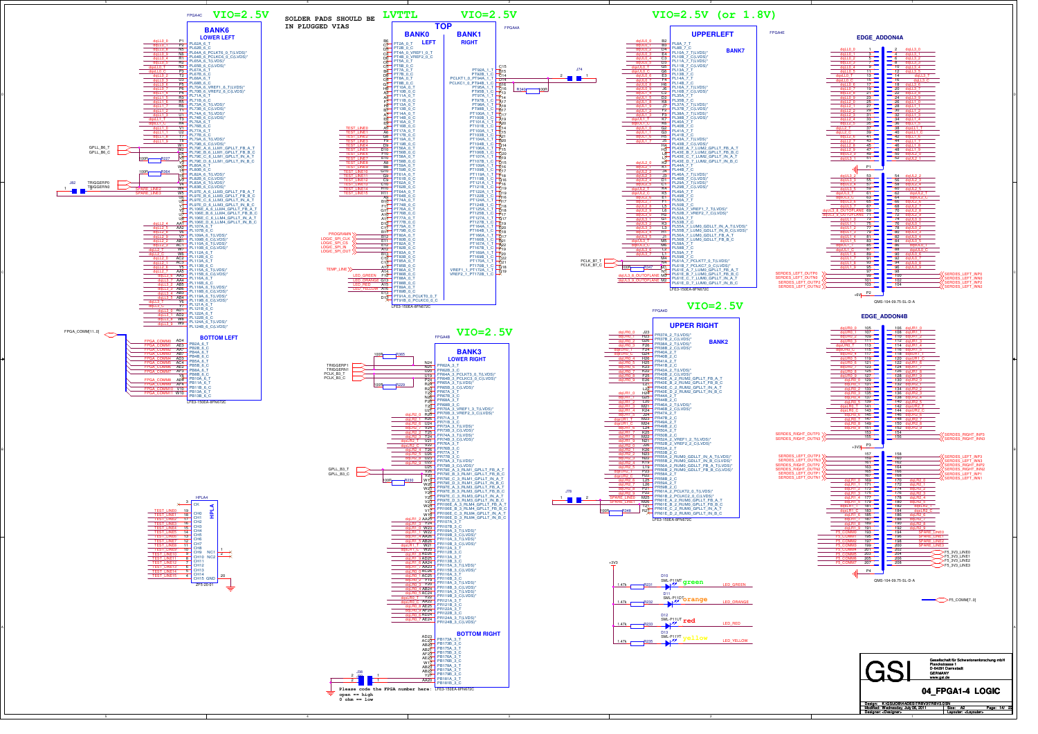# 04_FPGA1-4 LOGIC

**VIO=2.5V** — BANK6 LOWER LEFT

**SOLDER PADS SHOULD BE IN PLUGGED VIAS**

**LVTTL** — **VIO=2.5V** — TOP: BANK0 LEFT, BANK1 RIGHT

**VIO=2.5V (or 1.8V)** — UPPERLEFT BANK7

EDGE_ADDON4A

**VIO=2.5V** — BANK3 LOWER RIGHT

**VIO=2.5V** — UPPER RIGHT BANK2

EDGE_ADDON4B

BOTTOM LEFT

BOTTOM RIGHT

HPLA4

LFE3-150EA-8FN672C

Please code the FPGA number here:
open == high
0 ohm == low

LED_GREEN — green
LED_ORANGE — orange
LED_RED — red
LED_YELLOW — yellow

GSI

Gesellschaft für Schwerionenforschung mbH
Planckstrasse 1
D-64291 Darmstadt
GERMANY
www.gsi.de

Design: K:\GSI\ORHADES\TRBV3\TRBV3.DSN
Modified: Wednesday, July 06, 2011
Designer: <Designer>
Size: A2
Layouter: <Layouter>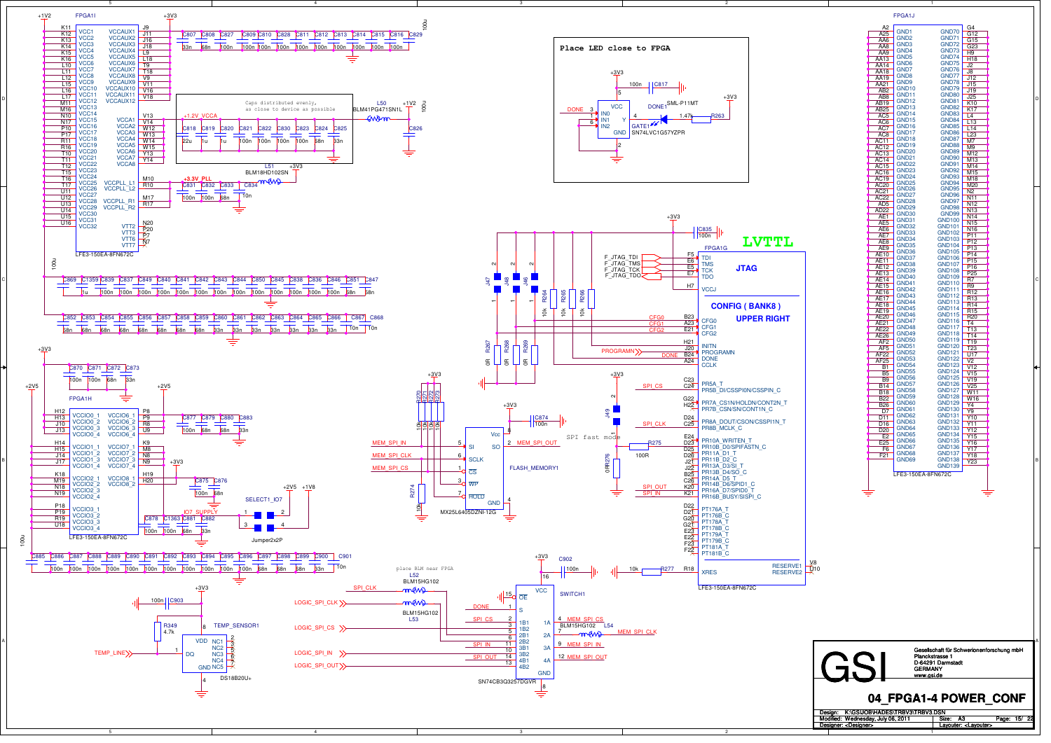Place LED close to FPGA

Caps distributed evenly, as close to device as possible

SPI fast mode

place BLM near FPGA

LVTTL

JTAG

CONFIG ( BANK8 )

UPPER RIGHT

FPGA1I

FPGA1J

FPGA1G

FPGA1H

FLASH_MEMORY1

MX25L6405DZNI-12G

SWITCH1

SN74CB3Q3257DGVR

TEMP_SENSOR1

DS18B20U+

SELECT1_IO7

Jumper2x2P

DONE1

SML-P11MT

GATE1

SN74LVC1G57YZPR

LFE3-150EA-8FN672C

| | |
|---|---|
| GSI | Gesellschaft für Schwerionenforschung mbH<br>Planckstrasse 1<br>D-64291 Darmstadt<br>GERMANY<br>www.gsi.de |

## 04_FPGA1-4 POWER_CONF

Design: K:\GSI\JOB\HADES\TRBV3\TRBV3.DSN

Modified: Wednesday, July 06, 2011 — Size: A3 — Page: 15/ 22

Designer: <Designer> — Layouter: <Layouter>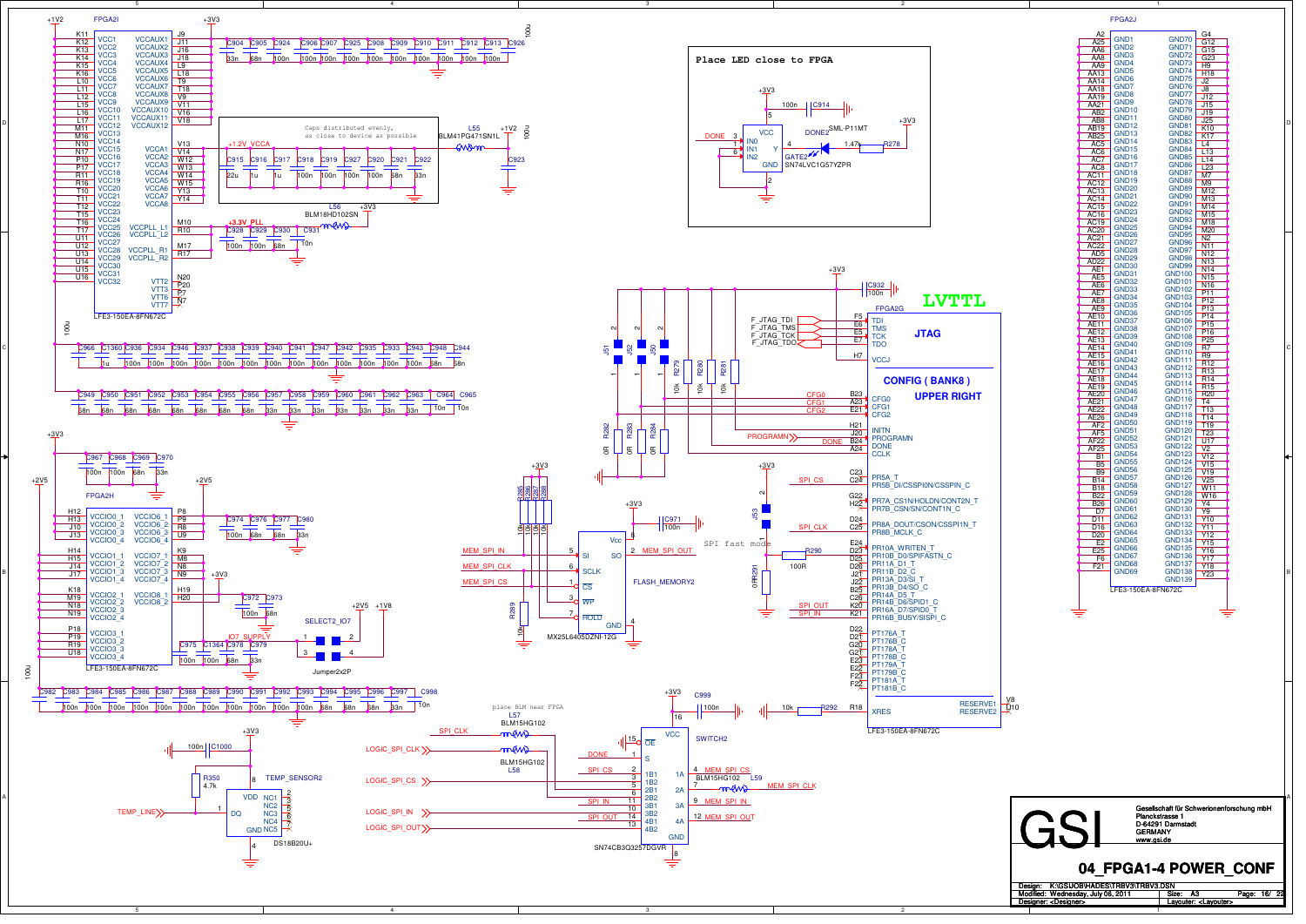Place LED close to FPGA

Caps distributed evenly, as close to device as possible

place BLM near FPGA

LVTTL

JTAG

CONFIG ( BANK8 )

UPPER RIGHT

SPI fast mode

FLASH_MEMORY2

TEMP_SENSOR2

SWITCH2

SELECT2_IO7

Jumper2x2P

| | |
|---|---|
| GSI | Gesellschaft für Schwerionenforschung mbH |
| | Planckstrasse 1 |
| | D-64291 Darmstadt |
| | GERMANY |
| | www.gsi.de |

## 04_FPGA1-4 POWER_CONF

| | | |
|---|---|---|
| Design: K:\GSI\JOB\HADES\TRBV3\TRBV3.DSN | | |
| Modified: Wednesday, July 06, 2011 | Size: A3 | Page: 16/ 22 |
| Designer: <Designer> | | Layouter: <Layouter> |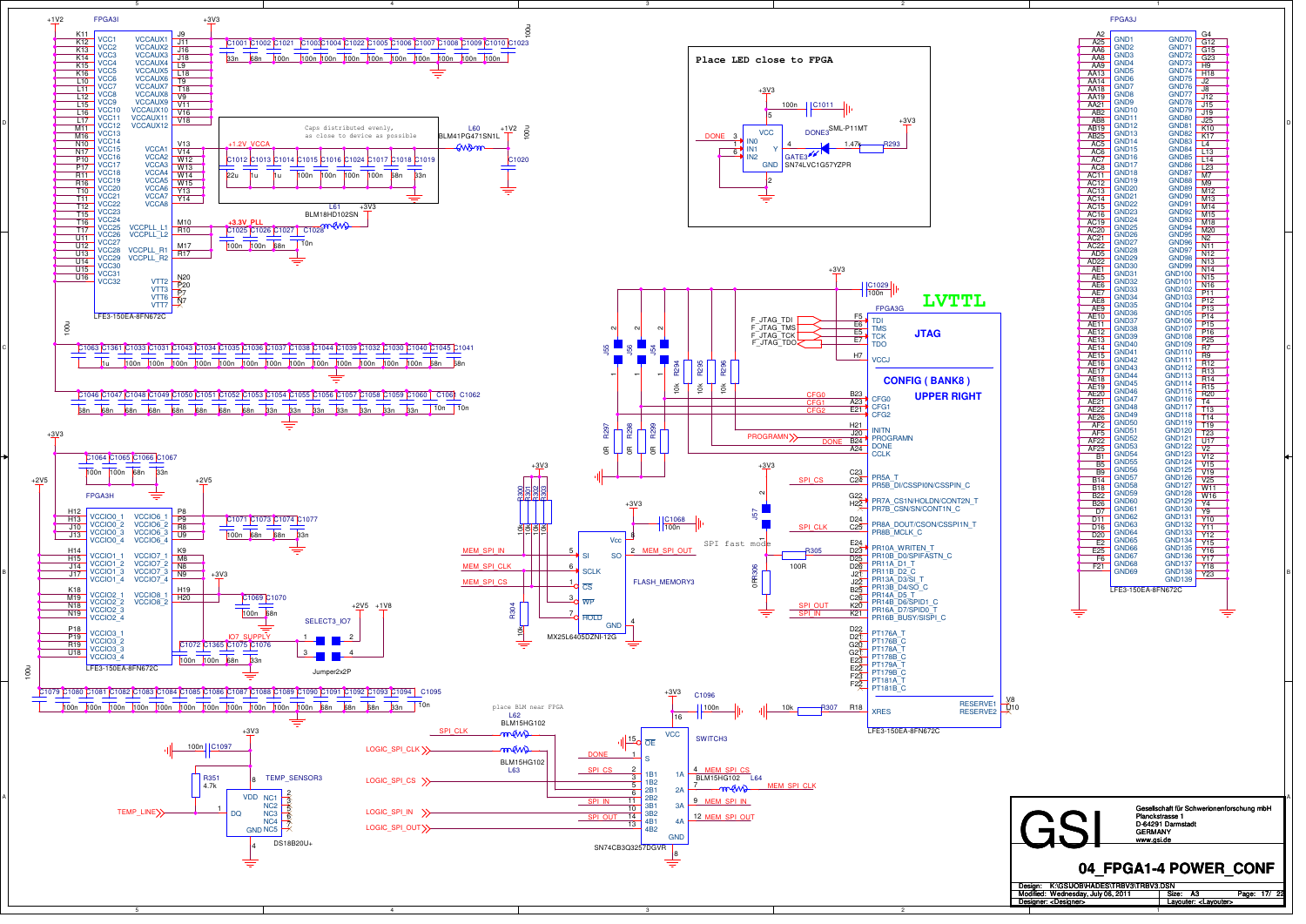# 04_FPGA1-4 POWER_CONF

Place LED close to FPGA

Caps distributed evenly, as close to device as possible

place BLM near FPGA

SPI fast mode

LVTTL

JTAG

CONFIG ( BANK8 )

UPPER RIGHT

FPGA3I — LFE3-150EA-8FN672C

FPGA3H — LFE3-150EA-8FN672C

FPGA3G — LFE3-150EA-8FN672C

FPGA3J — LFE3-150EA-8FN672C

FLASH_MEMORY3 — MX25L6405DZNI-12G

SWITCH3 — SN74CB3Q3257DGVR

TEMP_SENSOR3 — DS18B20U+

SELECT3_IO7 — Jumper2x2P

DONE3 — SML-P11MT — GATE3 — SN74LVC1G57YZPR

Gesellschaft für Schwerionenforschung mbH
Planckstrasse 1
D-64291 Darmstadt
GERMANY
www.gsi.de

| Design: | K:\GSI\JOB\HADES\TRBV3\TRBV3.DSN | | |
|---|---|---|---|
| Modified: | Wednesday, July 06, 2011 | Size: A3 | Page: 17/ 22 |
| Designer: | <Designer> | Layouter: <Layouter> | |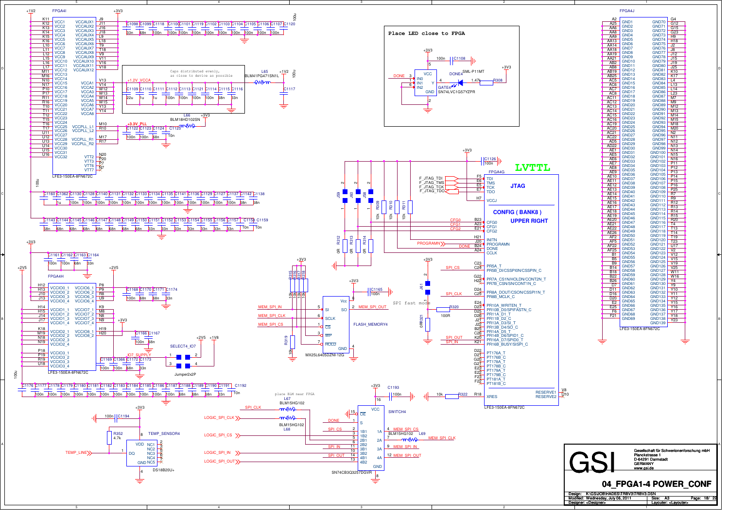# 04_FPGA1-4 POWER_CONF

Place LED close to FPGA

Caps distributed evenly, as close to device as possible

place BLM near FPGA

SPI fast mode

LVTTL

JTAG

CONFIG ( BANK8 ) UPPER RIGHT

FPGA4I — LFE3-150EA-8FN672C

FPGA4J — LFE3-150EA-8FN672C

FPGA4H — LFE3-150EA-8FN672C

FPGA4G — LFE3-150EA-8FN672C

FLASH_MEMORY4 — MX25L6405DZNI-12G

SWITCH4 — SN74CB3Q3257DGVR

TEMP_SENSOR4 — DS18B20U+

SELECT4_IO7 — Jumper2x2P

DONE4 SML-P11MT — SN74LVC1G57YZPR

GSI

Gesellschaft für Schwerionenforschung mbH
Planckstrasse 1
D-64291 Darmstadt
GERMANY
www.gsi.de

| Design: | K:\GSI\JOB\HADES\TRBV3\TRBV3.DSN | | |
|---|---|---|---|
| Modified: | Wednesday, July 06, 2011 | Size: A3 | Page: 18/ 22 |
| Designer: | <Designer> | Layouter: <Layouter> | |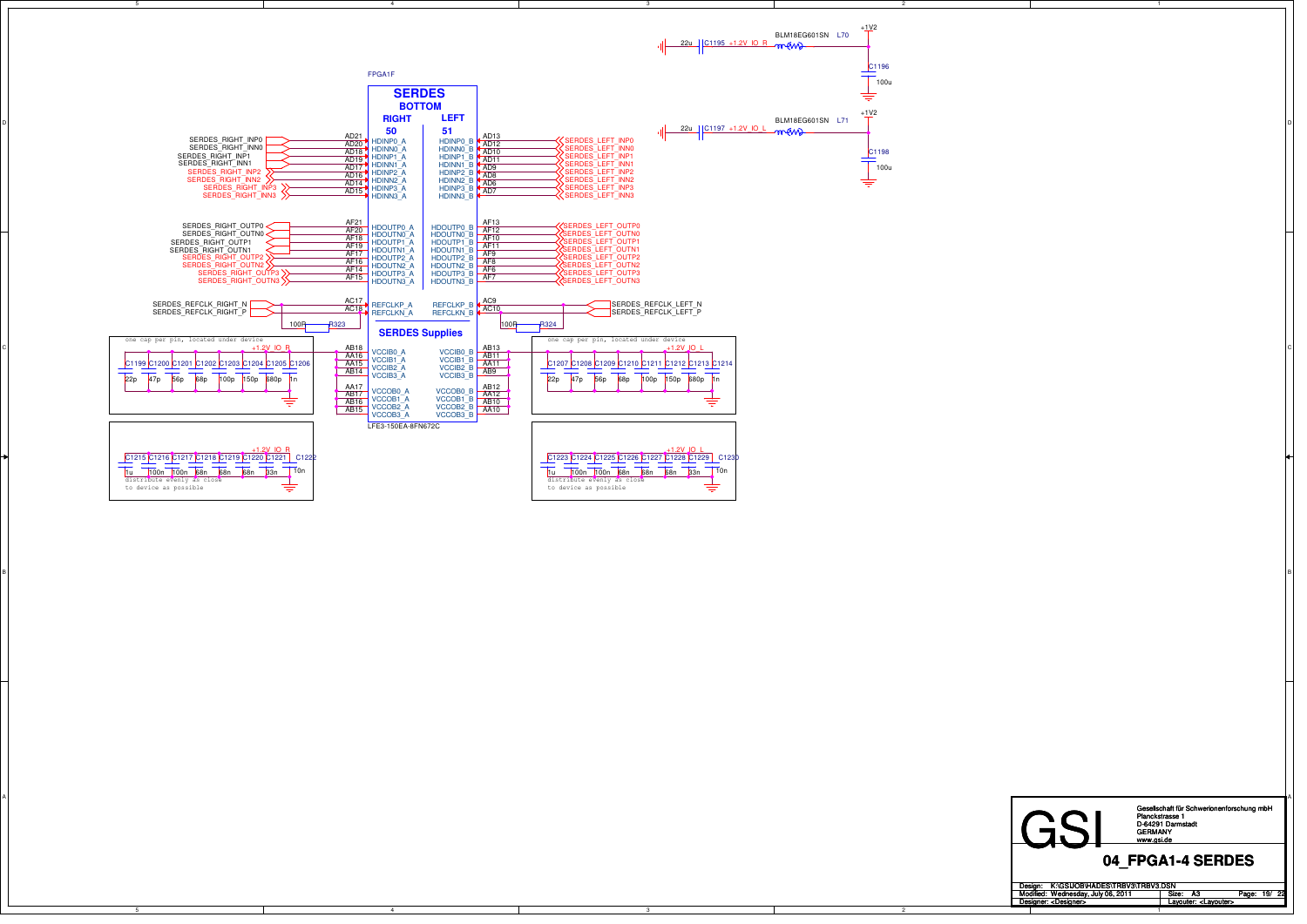FPGA1F

## SERDES

**BOTTOM**

| RIGHT 50 | | | | LEFT 51 | |
|---|---|---|---|---|---|
| SERDES_RIGHT_INP0 | AD21 | HDINP0_A | HDINP0_B | AD13 | SERDES_LEFT_INP0 |
| SERDES_RIGHT_INN0 | AD20 | HDINN0_A | HDINN0_B | AD12 | SERDES_LEFT_INN0 |
| SERDES_RIGHT_INP1 | AD18 | HDINP1_A | HDINP1_B | AD10 | SERDES_LEFT_INP1 |
| SERDES_RIGHT_INN1 | AD19 | HDINN1_A | HDINN1_B | AD11 | SERDES_LEFT_INN1 |
| SERDES_RIGHT_INP2 | AD17 | HDINP2_A | HDINP2_B | AD9 | SERDES_LEFT_INP2 |
| SERDES_RIGHT_INN2 | AD16 | HDINN2_A | HDINN2_B | AD8 | SERDES_LEFT_INN2 |
| SERDES_RIGHT_INP3 | AD14 | HDINP3_A | HDINP3_B | AD6 | SERDES_LEFT_INP3 |
| SERDES_RIGHT_INN3 | AD15 | HDINN3_A | HDINN3_B | AD7 | SERDES_LEFT_INN3 |
| SERDES_RIGHT_OUTP0 | AF21 | HDOUTP0_A | HDOUTP0_B | AF13 | SERDES_LEFT_OUTP0 |
| SERDES_RIGHT_OUTN0 | AF20 | HDOUTN0_A | HDOUTN0_B | AF12 | SERDES_LEFT_OUTN0 |
| SERDES_RIGHT_OUTP1 | AF18 | HDOUTP1_A | HDOUTP1_B | AF10 | SERDES_LEFT_OUTP1 |
| SERDES_RIGHT_OUTN1 | AF19 | HDOUTN1_A | HDOUTN1_B | AF11 | SERDES_LEFT_OUTN1 |
| SERDES_RIGHT_OUTP2 | AF17 | HDOUTP2_A | HDOUTP2_B | AF9 | SERDES_LEFT_OUTP2 |
| SERDES_RIGHT_OUTN2 | AF16 | HDOUTN2_A | HDOUTN2_B | AF8 | SERDES_LEFT_OUTN2 |
| SERDES_RIGHT_OUTP3 | AF14 | HDOUTP3_A | HDOUTP3_B | AF6 | SERDES_LEFT_OUTP3 |
| SERDES_RIGHT_OUTN3 | AF15 | HDOUTN3_A | HDOUTN3_B | AF7 | SERDES_LEFT_OUTN3 |
| SERDES_REFCLK_RIGHT_N | AC17 | REFCLKP_A | REFCLKP_B | AC9 | SERDES_REFCLK_LEFT_N |
| SERDES_REFCLK_RIGHT_P | AC16 | REFCLKN_A | REFCLKN_B | AC10 | SERDES_REFCLK_LEFT_P |

R323 100R, R324 100R

### SERDES Supplies

| +1.2V_IO_R | | | | +1.2V_IO_L |
|---|---|---|---|---|
| | AB18 | VCCIB0_A | VCCIB0_B | AB13 |
| | AA16 | VCCIB1_A | VCCIB1_B | AB11 |
| | AA15 | VCCIB2_A | VCCIB2_B | AA11 |
| | AB14 | VCCIB3_A | VCCIB3_B | AB9 |
| | AA17 | VCCOB0_A | VCCOB0_B | AB12 |
| | AB17 | VCCOB1_A | VCCOB1_B | AA12 |
| | AB16 | VCCOB2_A | VCCOB2_B | AB10 |
| | AB15 | VCCOB3_A | VCCOB3_B | AA10 |

LFE3-150EA-8FN672C

one cap per pin, located under device (+1.2V_IO_R): C1199 22p, C1200 47p, C1201 56p, C1202 68p, C1203 100p, C1204 150p, C1205 680p, C1206 1n

one cap per pin, located under device (+1.2V_IO_L): C1207 22p, C1208 47p, C1209 56p, C1210 68p, C1211 100p, C1212 150p, C1213 680p, C1214 1n

+1.2V_IO_R: C1215 1u, C1216 100n, C1217 100n, C1218 68n, C1219 68n, C1220 68n, C1221 33n, C1222 10n — distribute evenly as close to device as possible

+1.2V_IO_L: C1223 1u, C1224 100n, C1225 100n, C1226 68n, C1227 68n, C1228 68n, C1229 33n, C1230 10n — distribute evenly as close to device as possible

+1V2 — L70 BLM18EG601SN — +1.2V_IO_R; C1195 22u, C1196 100u

+1V2 — L71 BLM18EG601SN — +1.2V_IO_L; C1197 22u, C1198 100u

GSI — Gesellschaft für Schwerionenforschung mbH, Planckstrasse 1, D-64291 Darmstadt, GERMANY, www.gsi.de

**04_FPGA1-4 SERDES**

Design: K:\GSI\JOB\HADES\TRBV3\TRBV3.DSN
Modified: Wednesday, July 06, 2011 | Size: A3
Designer: <Designer> | Layouter: <Layouter>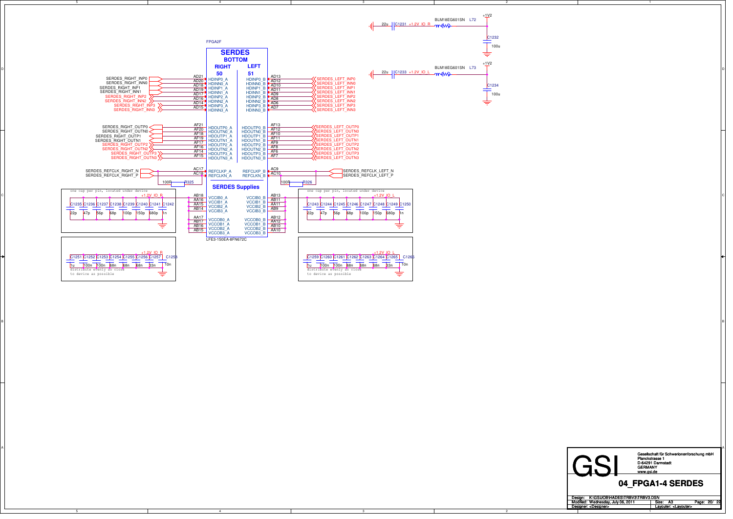FPGA2F

# SERDES

## BOTTOM

| RIGHT 50 | | LEFT 51 | |
|---|---|---|---|
| AD21 | HDINP0_A | HDINP0_B | AD13 |
| AD20 | HDINN0_A | HDINN0_B | AD12 |
| AD18 | HDINP1_A | HDINP1_B | AD10 |
| AD19 | HDINN1_A | HDINN1_B | AD11 |
| AD17 | HDINP2_A | HDINP2_B | AD9 |
| AD16 | HDINN2_A | HDINN2_B | AD8 |
| AD14 | HDINP3_A | HDINP3_B | AD6 |
| AD15 | HDINN3_A | HDINN3_B | AD7 |
| AF21 | HDOUTP0_A | HDOUTP0_B | AF13 |
| AF20 | HDOUTN0_A | HDOUTN0_B | AF12 |
| AF18 | HDOUTP1_A | HDOUTP1_B | AF10 |
| AF19 | HDOUTN1_A | HDOUTN1_B | AF11 |
| AF17 | HDOUTP2_A | HDOUTP2_B | AF9 |
| AF16 | HDOUTN2_A | HDOUTN2_B | AF8 |
| AF14 | HDOUTP3_A | HDOUTP3_B | AF6 |
| AF15 | HDOUTN3_A | HDOUTN3_B | AF7 |
| AC17 | REFCLKP_A | REFCLKP_B | AC9 |
| AC16 | REFCLKN_A | REFCLKN_B | AC10 |

Right side signals: SERDES_RIGHT_INP0, SERDES_RIGHT_INN0, SERDES_RIGHT_INP1, SERDES_RIGHT_INN1, SERDES_RIGHT_INP2, SERDES_RIGHT_INN2, SERDES_RIGHT_INP3, SERDES_RIGHT_INN3, SERDES_RIGHT_OUTP0, SERDES_RIGHT_OUTN0, SERDES_RIGHT_OUTP1, SERDES_RIGHT_OUTN1, SERDES_RIGHT_OUTP2, SERDES_RIGHT_OUTN2, SERDES_RIGHT_OUTP3, SERDES_RIGHT_OUTN3, SERDES_REFCLK_RIGHT_N, SERDES_REFCLK_RIGHT_P

Left side signals: SERDES_LEFT_INP0, SERDES_LEFT_INN0, SERDES_LEFT_INP1, SERDES_LEFT_INN1, SERDES_LEFT_INP2, SERDES_LEFT_INN2, SERDES_LEFT_INP3, SERDES_LEFT_INN3, SERDES_LEFT_OUTP0, SERDES_LEFT_OUTN0, SERDES_LEFT_OUTP1, SERDES_LEFT_OUTN1, SERDES_LEFT_OUTP2, SERDES_LEFT_OUTN2, SERDES_LEFT_OUTP3, SERDES_LEFT_OUTN3, SERDES_REFCLK_LEFT_N, SERDES_REFCLK_LEFT_P

R325 100R, R326 100R

## SERDES Supplies

| | | | |
|---|---|---|---|
| AB18 | VCCIB0_A | VCCIB0_B | AB13 |
| AA16 | VCCIB1_A | VCCIB1_B | AB11 |
| AA15 | VCCIB2_A | VCCIB2_B | AA11 |
| AB14 | VCCIB3_A | VCCIB3_B | AB9 |
| AA17 | VCCOB0_A | VCCOB0_B | AB12 |
| AB17 | VCCOB1_A | VCCOB1_B | AA12 |
| AB16 | VCCOB2_A | VCCOB2_B | AB10 |
| AB15 | VCCOB3_A | VCCOB3_B | AA10 |

LFE3-150EA-8FN672C

+1.2V_IO_R — one cap per pin, located under device: C1235 22p, C1236 47p, C1237 56p, C1238 68p, C1239 100p, C1240 150p, C1241 680p, C1242 1n

+1.2V_IO_L — one cap per pin, located under device: C1243 22p, C1244 47p, C1245 56p, C1246 68p, C1247 100p, C1248 150p, C1249 680p, C1250 1n

+1.2V_IO_R: C1251 1u, C1252 100n, C1253 100n, C1254 68n, C1255 68n, C1256 68n, C1257 33n, C1258 10n — distribute evenly as close to device as possible

+1.2V_IO_L: C1259 1u, C1260 100n, C1261 100n, C1262 68n, C1263 68n, C1264 68n, C1265 33n, C1266 10n — distribute evenly as close to device as possible

+1V2 — L72 BLM18EG601SN — +1.2V_IO_R; C1231 22u, C1232 100u

+1V2 — L73 BLM18EG601SN — +1.2V_IO_L; C1233 22u, C1234 100u

GSI — Gesellschaft für Schwerionenforschung mbH, Planckstrasse 1, D-64291 Darmstadt, GERMANY, www.gsi.de

**04_FPGA1-4 SERDES**

Design: K:\GSI\JOB\HADES\TRBV3\TRBV3.DSN
Modified: Wednesday, July 06, 2011 | Size: A3 | Page: 20/ 22
Designer: <Designer> | Layouter: <Layouter>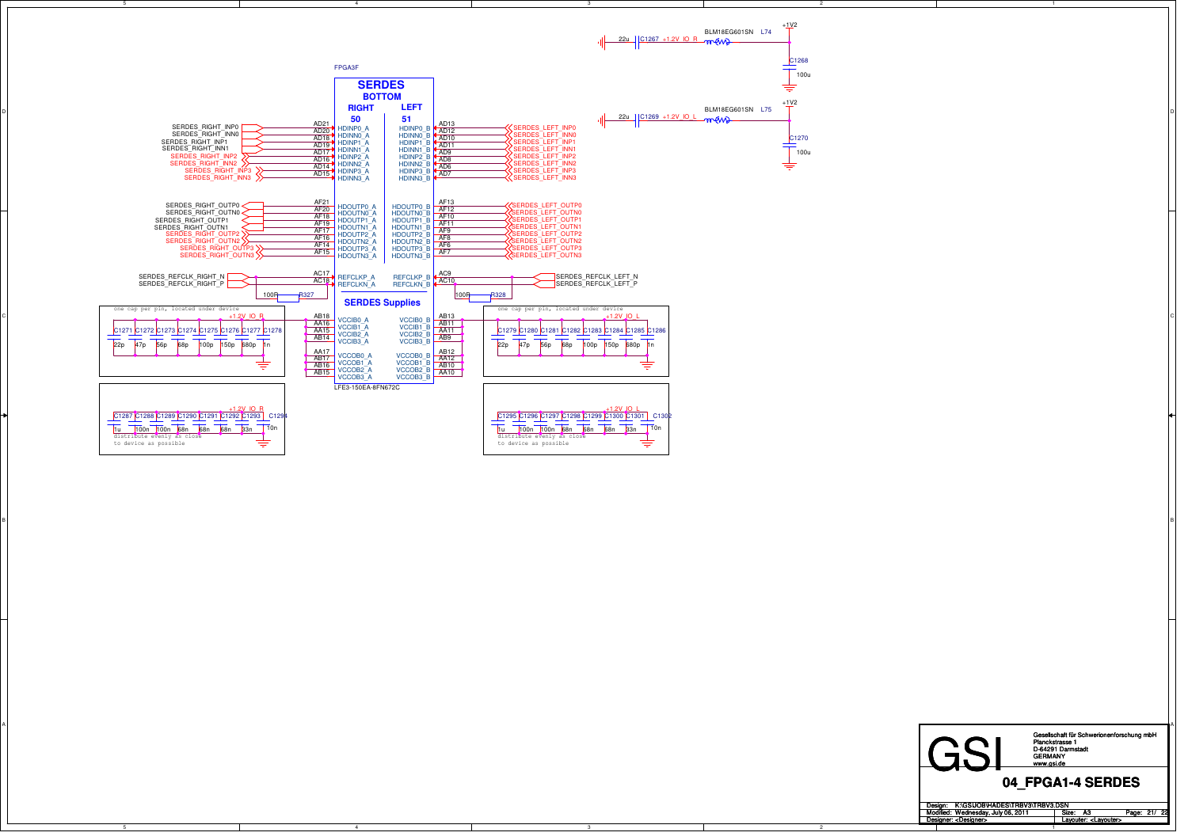# SERDES

FPGA3F

## SERDES BOTTOM

| RIGHT 50 | | | LEFT 51 | |
|---|---|---|---|---|
| SERDES_RIGHT_INP0 | AD21 | HDINP0_A | HDINP0_B | AD13 | SERDES_LEFT_INP0 |
| SERDES_RIGHT_INN0 | AD20 | HDINN0_A | HDINN0_B | AD12 | SERDES_LEFT_INN0 |
| SERDES_RIGHT_INP1 | AD18 | HDINP1_A | HDINP1_B | AD10 | SERDES_LEFT_INP1 |
| SERDES_RIGHT_INN1 | AD19 | HDINN1_A | HDINN1_B | AD11 | SERDES_LEFT_INN1 |
| SERDES_RIGHT_INP2 | AD17 | HDINP2_A | HDINP2_B | AD9 | SERDES_LEFT_INP2 |
| SERDES_RIGHT_INN2 | AD16 | HDINN2_A | HDINN2_B | AD8 | SERDES_LEFT_INN2 |
| SERDES_RIGHT_INP3 | AD14 | HDINP3_A | HDINP3_B | AD6 | SERDES_LEFT_INP3 |
| SERDES_RIGHT_INN3 | AD15 | HDINN3_A | HDINN3_B | AD7 | SERDES_LEFT_INN3 |
| SERDES_RIGHT_OUTP0 | AF21 | HDOUTP0_A | HDOUTP0_B | AF13 | SERDES_LEFT_OUTP0 |
| SERDES_RIGHT_OUTN0 | AF20 | HDOUTN0_A | HDOUTN0_B | AF12 | SERDES_LEFT_OUTN0 |
| SERDES_RIGHT_OUTP1 | AF18 | HDOUTP1_A | HDOUTP1_B | AF10 | SERDES_LEFT_OUTP1 |
| SERDES_RIGHT_OUTN1 | AF19 | HDOUTN1_A | HDOUTN1_B | AF11 | SERDES_LEFT_OUTN1 |
| SERDES_RIGHT_OUTP2 | AF17 | HDOUTP2_A | HDOUTP2_B | AF9 | SERDES_LEFT_OUTP2 |
| SERDES_RIGHT_OUTN2 | AF16 | HDOUTN2_A | HDOUTN2_B | AF8 | SERDES_LEFT_OUTN2 |
| SERDES_RIGHT_OUTP3 | AF14 | HDOUTP3_A | HDOUTP3_B | AF6 | SERDES_LEFT_OUTP3 |
| SERDES_RIGHT_OUTN3 | AF15 | HDOUTN3_A | HDOUTN3_B | AF7 | SERDES_LEFT_OUTN3 |
| SERDES_REFCLK_RIGHT_N | AC17 | REFCLKP_A | REFCLKP_B | AC9 | SERDES_REFCLK_LEFT_N |
| SERDES_REFCLK_RIGHT_P | AC16 | REFCLKN_A | REFCLKN_B | AC10 | SERDES_REFCLK_LEFT_P |

R327 100R, R328 100R

## SERDES Supplies

| +1.2V_IO_R | | | | +1.2V_IO_L |
|---|---|---|---|---|
| | AB18 | VCCIB0_A | VCCIB0_B | AB13 |
| | AA16 | VCCIB1_A | VCCIB1_B | AB11 |
| | AA15 | VCCIB2_A | VCCIB2_B | AA11 |
| | AB14 | VCCIB3_A | VCCIB3_B | AB9 |
| | AA17 | VCCOB0_A | VCCOB0_B | AB12 |
| | AB17 | VCCOB1_A | VCCOB1_B | AA12 |
| | AB16 | VCCOB2_A | VCCOB2_B | AB10 |
| | AB15 | VCCOB3_A | VCCOB3_B | AA10 |

LFE3-150EA-8FN672C

one cap per pin, located under device

+1.2V_IO_R: C1271 22p, C1272 47p, C1273 56p, C1274 68p, C1275 100p, C1276 150p, C1277 680p, C1278 1n

+1.2V_IO_L: C1279 22p, C1280 47p, C1281 56p, C1282 68p, C1283 100p, C1284 150p, C1285 680p, C1286 1n

+1.2V_IO_R: C1287 1u, C1288 100n, C1289 100n, C1290 68n, C1291 68n, C1292 68n, C1293 33n, C1294 10n

+1.2V_IO_L: C1295 1u, C1296 100n, C1297 100n, C1298 68n, C1299 68n, C1300 68n, C1301 33n, C1302 10n

distribute evenly as close to device as possible

+1V2 — L74 BLM18EG601SN — +1.2V_IO_R; C1267 22u; C1268 100u

+1V2 — L75 BLM18EG601SN — +1.2V_IO_L; C1269 22u; C1270 100u

GSI — Gesellschaft für Schwerionenforschung mbH, Planckstrasse 1, D-64291 Darmstadt, GERMANY, www.gsi.de

## 04_FPGA1-4 SERDES

Design: K:\GSI\JOB\HADES\TRBV3\TRBV3.DSN
Modified: Wednesday, July 06, 2011 | Size: A3 | Page: 21/ 22
Designer: <Designer> | Layouter: <Layouter>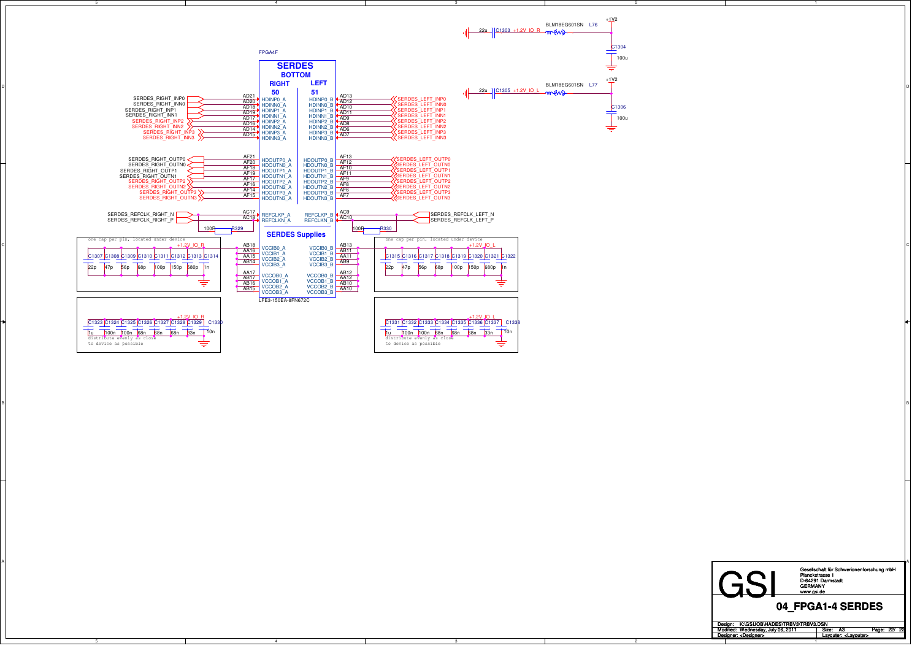FPGA4F

## SERDES
### BOTTOM

| RIGHT 50 | | | LEFT 51 | |
|---|---|---|---|---|
| SERDES_RIGHT_INP0 | AD21 | HDINP0_A | HDINP0_B | AD13 | SERDES_LEFT_INP0 |
| SERDES_RIGHT_INN0 | AD20 | HDINN0_A | HDINN0_B | AD12 | SERDES_LEFT_INN0 |
| SERDES_RIGHT_INP1 | AD18 | HDINP1_A | HDINP1_B | AD10 | SERDES_LEFT_INP1 |
| SERDES_RIGHT_INN1 | AD19 | HDINN1_A | HDINN1_B | AD11 | SERDES_LEFT_INN1 |
| SERDES_RIGHT_INP2 | AD17 | HDINP2_A | HDINP2_B | AD9 | SERDES_LEFT_INP2 |
| SERDES_RIGHT_INN2 | AD16 | HDINN2_A | HDINN2_B | AD8 | SERDES_LEFT_INN2 |
| SERDES_RIGHT_INP3 | AD14 | HDINP3_A | HDINP3_B | AD6 | SERDES_LEFT_INP3 |
| SERDES_RIGHT_INN3 | AD15 | HDINN3_A | HDINN3_B | AD7 | SERDES_LEFT_INN3 |
| SERDES_RIGHT_OUTP0 | AF21 | HDOUTP0_A | HDOUTP0_B | AF13 | SERDES_LEFT_OUTP0 |
| SERDES_RIGHT_OUTN0 | AF20 | HDOUTN0_A | HDOUTN0_B | AF12 | SERDES_LEFT_OUTN0 |
| SERDES_RIGHT_OUTP1 | AF18 | HDOUTP1_A | HDOUTP1_B | AF10 | SERDES_LEFT_OUTP1 |
| SERDES_RIGHT_OUTN1 | AF19 | HDOUTN1_A | HDOUTN1_B | AF11 | SERDES_LEFT_OUTN1 |
| SERDES_RIGHT_OUTP2 | AF17 | HDOUTP2_A | HDOUTP2_B | AF9 | SERDES_LEFT_OUTP2 |
| SERDES_RIGHT_OUTN2 | AF16 | HDOUTN2_A | HDOUTN2_B | AF8 | SERDES_LEFT_OUTN2 |
| SERDES_RIGHT_OUTP3 | AF14 | HDOUTP3_A | HDOUTP3_B | AF6 | SERDES_LEFT_OUTP3 |
| SERDES_RIGHT_OUTN3 | AF15 | HDOUTN3_A | HDOUTN3_B | AF7 | SERDES_LEFT_OUTN3 |
| SERDES_REFCLK_RIGHT_N | AC17 | REFCLKP_A | REFCLKP_B | AC9 | SERDES_REFCLK_LEFT_N |
| SERDES_REFCLK_RIGHT_P | AC18 | REFCLKN_A | REFCLKN_B | AC10 | SERDES_REFCLK_LEFT_P |

R329 100R, R330 100R

### SERDES Supplies

| +1.2V_IO_R | | | | +1.2V_IO_L |
|---|---|---|---|---|
| AB18 | VCCIB0_A | VCCIB0_B | AB13 | |
| AA16 | VCCIB1_A | VCCIB1_B | AB11 | |
| AA15 | VCCIB2_A | VCCIB2_B | AA11 | |
| AB14 | VCCIB3_A | VCCIB3_B | AB9 | |
| AA17 | VCCOB0_A | VCCOB0_B | AB12 | |
| AB17 | VCCOB1_A | VCCOB1_B | AA12 | |
| AB16 | VCCOB2_A | VCCOB2_B | AB10 | |
| AB15 | VCCOB3_A | VCCOB3_B | AA10 | |

LFE3-150EA-8FN672C

one cap per pin, located under device

+1.2V_IO_R: C1307 22p, C1308 47p, C1309 56p, C1310 68p, C1311 100p, C1312 150p, C1313 680p, C1314 1n

+1.2V_IO_L: C1315 22p, C1316 47p, C1317 56p, C1318 68p, C1319 100p, C1320 150p, C1321 680p, C1322 1n

+1.2V_IO_R: C1323 1u, C1324 100n, C1325 100n, C1326 68n, C1327 68n, C1328 68n, C1329 33n, C1330 10n

+1.2V_IO_L: C1331 1u, C1332 100n, C1333 100n, C1334 68n, C1335 68n, C1336 68n, C1337 33n, C1338 10n

distribute evenly as close to device as possible

+1V2 — L76 BLM18EG601SN — +1.2V_IO_R, C1303 22u, C1304 100u

+1V2 — L77 BLM18EG601SN — +1.2V_IO_L, C1305 22u, C1306 100u

GSI — Gesellschaft für Schwerionenforschung mbH, Planckstrasse 1, D-64291 Darmstadt, GERMANY, www.gsi.de

## 04_FPGA1-4 SERDES

Design: K:\GSI\JOB\HADES\TRBV3\TRBV3.DSN
Modified: Wednesday, July 06, 2011 | Size: A3 | Page: 22/ 22
Designer: <Designer> | Layouter: <Layouter>